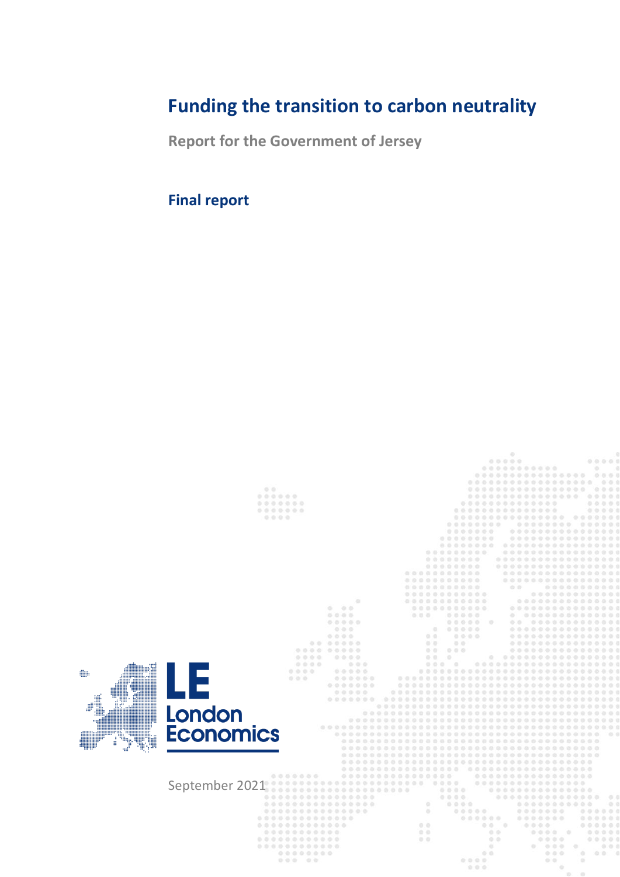# Funding the transition to carbon neutrality

**Report for the Government of Jersey**

**Final report**

LE London Economics

September 2021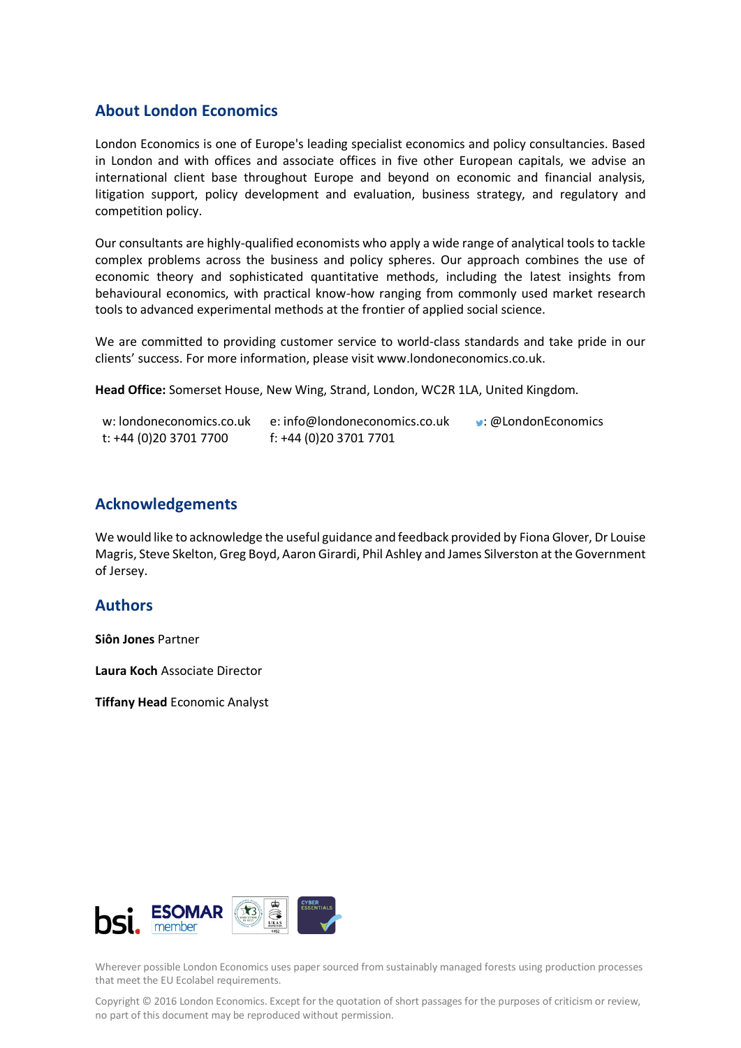## About London Economics

London Economics is one of Europe's leading specialist economics and policy consultancies. Based in London and with offices and associate offices in five other European capitals, we advise an international client base throughout Europe and beyond on economic and financial analysis, litigation support, policy development and evaluation, business strategy, and regulatory and competition policy.

Our consultants are highly-qualified economists who apply a wide range of analytical tools to tackle complex problems across the business and policy spheres. Our approach combines the use of economic theory and sophisticated quantitative methods, including the latest insights from behavioural economics, with practical know-how ranging from commonly used market research tools to advanced experimental methods at the frontier of applied social science.

We are committed to providing customer service to world-class standards and take pride in our clients' success. For more information, please visit www.londoneconomics.co.uk.

**Head Office:** Somerset House, New Wing, Strand, London, WC2R 1LA, United Kingdom.

w: londoneconomics.co.uk    e: info@londoneconomics.co.uk    : @LondonEconomics
t: +44 (0)20 3701 7700    f: +44 (0)20 3701 7701

## Acknowledgements

We would like to acknowledge the useful guidance and feedback provided by Fiona Glover, Dr Louise Magris, Steve Skelton, Greg Boyd, Aaron Girardi, Phil Ashley and James Silverston at the Government of Jersey.

## Authors

**Siôn Jones** Partner

**Laura Koch** Associate Director

**Tiffany Head** Economic Analyst

Wherever possible London Economics uses paper sourced from sustainably managed forests using production processes that meet the EU Ecolabel requirements.

Copyright © 2016 London Economics. Except for the quotation of short passages for the purposes of criticism or review, no part of this document may be reproduced without permission.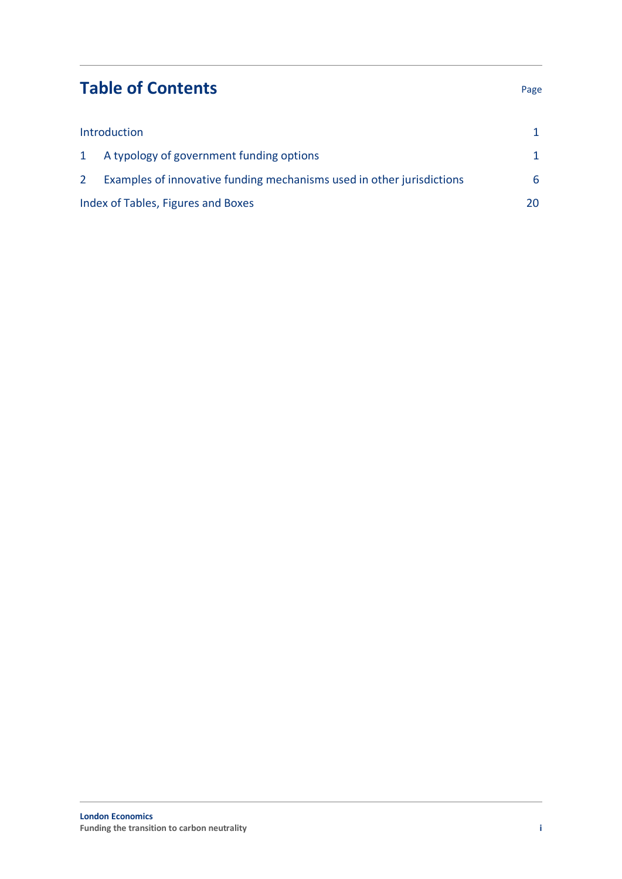# Table of Contents

| | Page |
|---|---|
| Introduction | 1 |
| 1 A typology of government funding options | 1 |
| 2 Examples of innovative funding mechanisms used in other jurisdictions | 6 |
| Index of Tables, Figures and Boxes | 20 |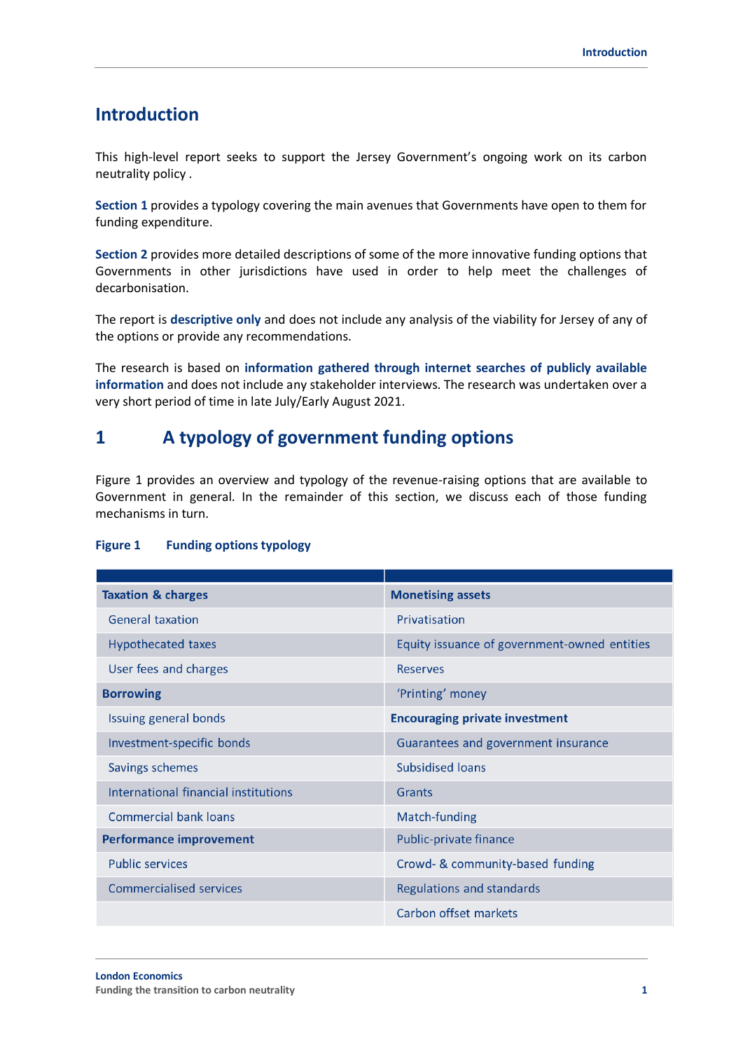# Introduction

This high-level report seeks to support the Jersey Government's ongoing work on its carbon neutrality policy .

**Section 1** provides a typology covering the main avenues that Governments have open to them for funding expenditure.

**Section 2** provides more detailed descriptions of some of the more innovative funding options that Governments in other jurisdictions have used in order to help meet the challenges of decarbonisation.

The report is **descriptive only** and does not include any analysis of the viability for Jersey of any of the options or provide any recommendations.

The research is based on **information gathered through internet searches of publicly available information** and does not include any stakeholder interviews. The research was undertaken over a very short period of time in late July/Early August 2021.

## 1 A typology of government funding options

Figure 1 provides an overview and typology of the revenue-raising options that are available to Government in general. In the remainder of this section, we discuss each of those funding mechanisms in turn.

**Figure 1 Funding options typology**

| | |
|---|---|
| **Taxation & charges** | **Monetising assets** |
| General taxation | Privatisation |
| Hypothecated taxes | Equity issuance of government-owned entities |
| User fees and charges | Reserves |
| **Borrowing** | 'Printing' money |
| Issuing general bonds | **Encouraging private investment** |
| Investment-specific bonds | Guarantees and government insurance |
| Savings schemes | Subsidised loans |
| International financial institutions | Grants |
| Commercial bank loans | Match-funding |
| **Performance improvement** | Public-private finance |
| Public services | Crowd- & community-based funding |
| Commercialised services | Regulations and standards |
| | Carbon offset markets |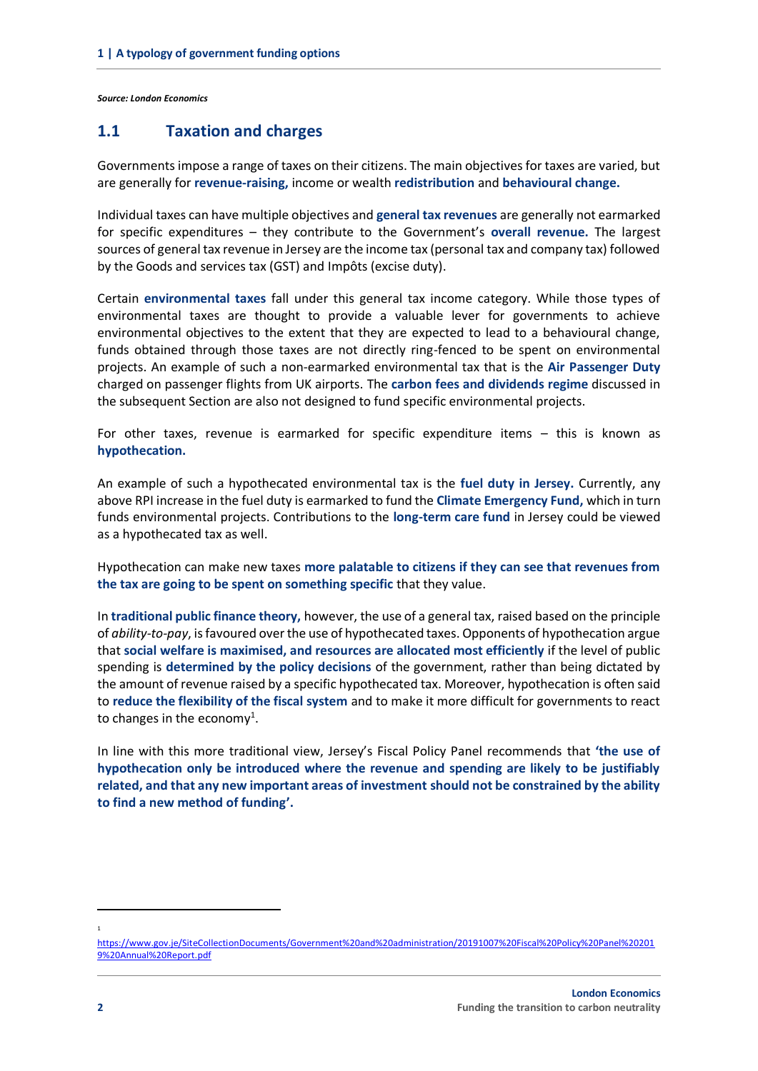*Source: London Economics*

## 1.1 Taxation and charges

Governments impose a range of taxes on their citizens. The main objectives for taxes are varied, but are generally for **revenue-raising,** income or wealth **redistribution** and **behavioural change.**

Individual taxes can have multiple objectives and **general tax revenues** are generally not earmarked for specific expenditures – they contribute to the Government's **overall revenue.** The largest sources of general tax revenue in Jersey are the income tax (personal tax and company tax) followed by the Goods and services tax (GST) and Impôts (excise duty).

Certain **environmental taxes** fall under this general tax income category. While those types of environmental taxes are thought to provide a valuable lever for governments to achieve environmental objectives to the extent that they are expected to lead to a behavioural change, funds obtained through those taxes are not directly ring-fenced to be spent on environmental projects. An example of such a non-earmarked environmental tax that is the **Air Passenger Duty** charged on passenger flights from UK airports. The **carbon fees and dividends regime** discussed in the subsequent Section are also not designed to fund specific environmental projects.

For other taxes, revenue is earmarked for specific expenditure items – this is known as **hypothecation.**

An example of such a hypothecated environmental tax is the **fuel duty in Jersey.** Currently, any above RPI increase in the fuel duty is earmarked to fund the **Climate Emergency Fund,** which in turn funds environmental projects. Contributions to the **long-term care fund** in Jersey could be viewed as a hypothecated tax as well.

Hypothecation can make new taxes **more palatable to citizens if they can see that revenues from the tax are going to be spent on something specific** that they value.

In **traditional public finance theory,** however, the use of a general tax, raised based on the principle of *ability-to-pay*, is favoured over the use of hypothecated taxes. Opponents of hypothecation argue that **social welfare is maximised, and resources are allocated most efficiently** if the level of public spending is **determined by the policy decisions** of the government, rather than being dictated by the amount of revenue raised by a specific hypothecated tax. Moreover, hypothecation is often said to **reduce the flexibility of the fiscal system** and to make it more difficult for governments to react to changes in the economy[1].

In line with this more traditional view, Jersey's Fiscal Policy Panel recommends that **'the use of hypothecation only be introduced where the revenue and spending are likely to be justifiably related, and that any new important areas of investment should not be constrained by the ability to find a new method of funding'.**

---

[1] https://www.gov.je/SiteCollectionDocuments/Government%20and%20administration/20191007%20Fiscal%20Policy%20Panel%202019%20Annual%20Report.pdf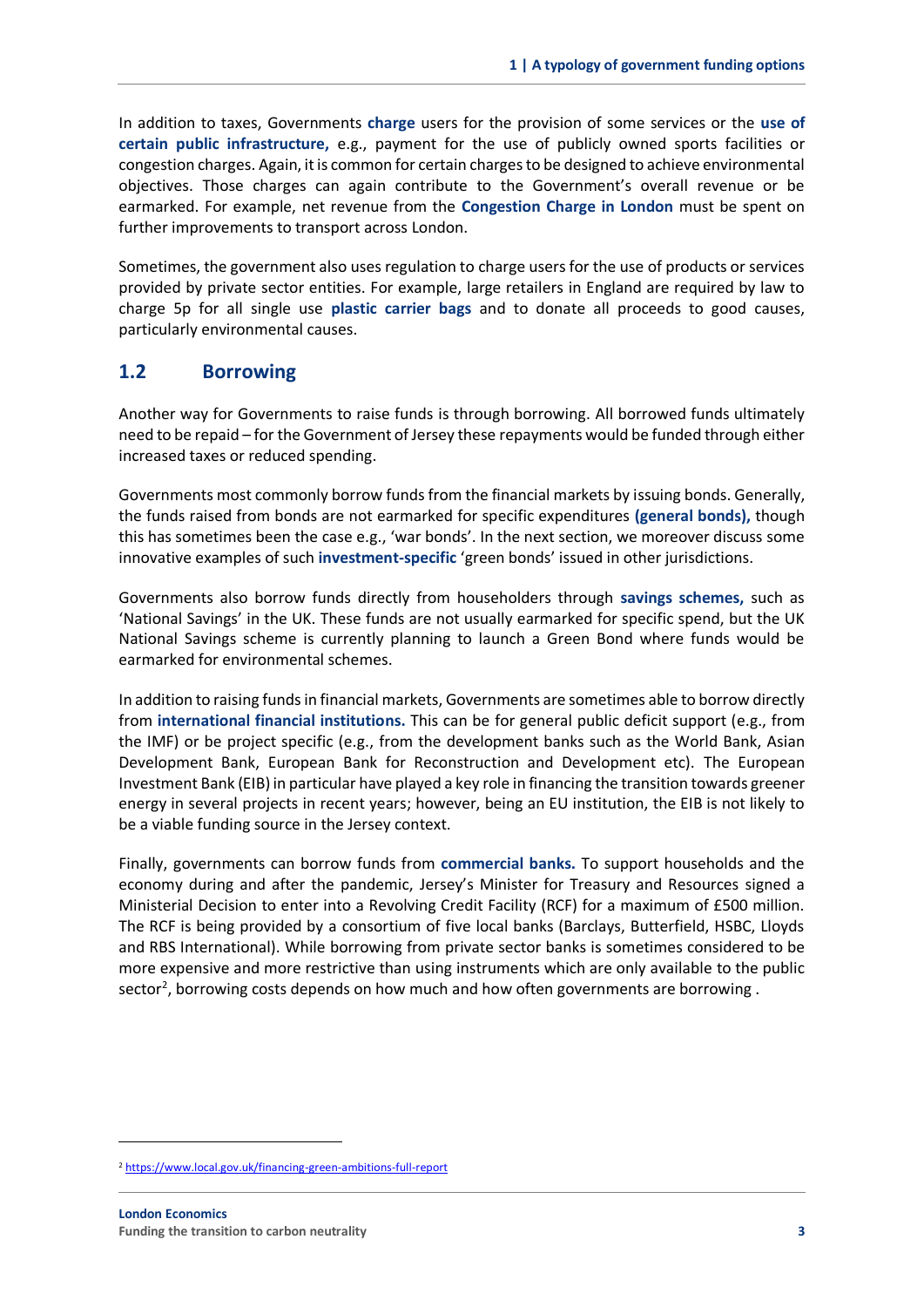In addition to taxes, Governments **charge** users for the provision of some services or the **use of certain public infrastructure,** e.g., payment for the use of publicly owned sports facilities or congestion charges. Again, it is common for certain charges to be designed to achieve environmental objectives. Those charges can again contribute to the Government's overall revenue or be earmarked. For example, net revenue from the **Congestion Charge in London** must be spent on further improvements to transport across London.

Sometimes, the government also uses regulation to charge users for the use of products or services provided by private sector entities. For example, large retailers in England are required by law to charge 5p for all single use **plastic carrier bags** and to donate all proceeds to good causes, particularly environmental causes.

## 1.2 Borrowing

Another way for Governments to raise funds is through borrowing. All borrowed funds ultimately need to be repaid – for the Government of Jersey these repayments would be funded through either increased taxes or reduced spending.

Governments most commonly borrow funds from the financial markets by issuing bonds. Generally, the funds raised from bonds are not earmarked for specific expenditures **(general bonds),** though this has sometimes been the case e.g., 'war bonds'. In the next section, we moreover discuss some innovative examples of such **investment-specific** 'green bonds' issued in other jurisdictions.

Governments also borrow funds directly from householders through **savings schemes,** such as 'National Savings' in the UK. These funds are not usually earmarked for specific spend, but the UK National Savings scheme is currently planning to launch a Green Bond where funds would be earmarked for environmental schemes.

In addition to raising funds in financial markets, Governments are sometimes able to borrow directly from **international financial institutions.** This can be for general public deficit support (e.g., from the IMF) or be project specific (e.g., from the development banks such as the World Bank, Asian Development Bank, European Bank for Reconstruction and Development etc). The European Investment Bank (EIB) in particular have played a key role in financing the transition towards greener energy in several projects in recent years; however, being an EU institution, the EIB is not likely to be a viable funding source in the Jersey context.

Finally, governments can borrow funds from **commercial banks.** To support households and the economy during and after the pandemic, Jersey's Minister for Treasury and Resources signed a Ministerial Decision to enter into a Revolving Credit Facility (RCF) for a maximum of £500 million. The RCF is being provided by a consortium of five local banks (Barclays, Butterfield, HSBC, Lloyds and RBS International). While borrowing from private sector banks is sometimes considered to be more expensive and more restrictive than using instruments which are only available to the public sector[2], borrowing costs depends on how much and how often governments are borrowing .

[2] https://www.local.gov.uk/financing-green-ambitions-full-report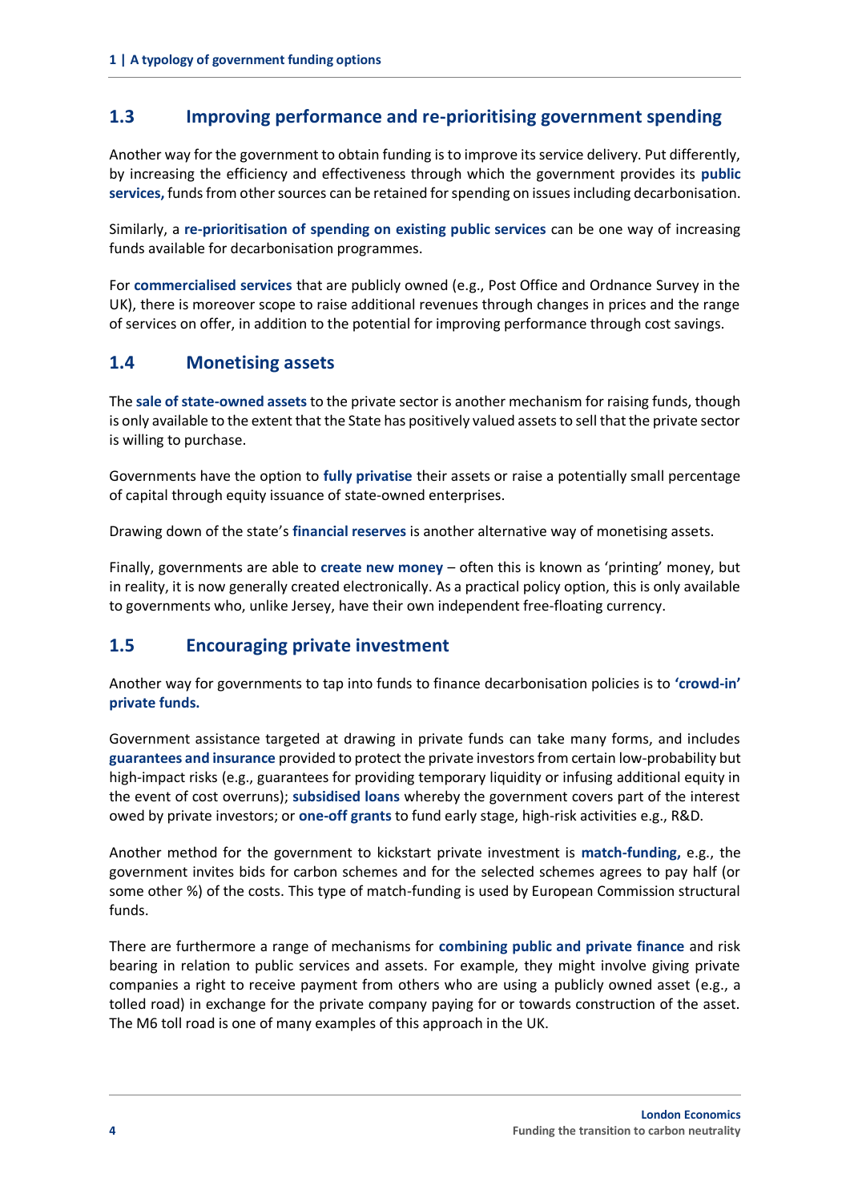## 1.3 Improving performance and re-prioritising government spending

Another way for the government to obtain funding is to improve its service delivery. Put differently, by increasing the efficiency and effectiveness through which the government provides its **public services,** funds from other sources can be retained for spending on issues including decarbonisation.

Similarly, a **re-prioritisation of spending on existing public services** can be one way of increasing funds available for decarbonisation programmes.

For **commercialised services** that are publicly owned (e.g., Post Office and Ordnance Survey in the UK), there is moreover scope to raise additional revenues through changes in prices and the range of services on offer, in addition to the potential for improving performance through cost savings.

## 1.4 Monetising assets

The **sale of state-owned assets** to the private sector is another mechanism for raising funds, though is only available to the extent that the State has positively valued assets to sell that the private sector is willing to purchase.

Governments have the option to **fully privatise** their assets or raise a potentially small percentage of capital through equity issuance of state-owned enterprises.

Drawing down of the state's **financial reserves** is another alternative way of monetising assets.

Finally, governments are able to **create new money** – often this is known as 'printing' money, but in reality, it is now generally created electronically. As a practical policy option, this is only available to governments who, unlike Jersey, have their own independent free-floating currency.

## 1.5 Encouraging private investment

Another way for governments to tap into funds to finance decarbonisation policies is to **'crowd-in' private funds.**

Government assistance targeted at drawing in private funds can take many forms, and includes **guarantees and insurance** provided to protect the private investors from certain low-probability but high-impact risks (e.g., guarantees for providing temporary liquidity or infusing additional equity in the event of cost overruns); **subsidised loans** whereby the government covers part of the interest owed by private investors; or **one-off grants** to fund early stage, high-risk activities e.g., R&D.

Another method for the government to kickstart private investment is **match-funding,** e.g., the government invites bids for carbon schemes and for the selected schemes agrees to pay half (or some other %) of the costs. This type of match-funding is used by European Commission structural funds.

There are furthermore a range of mechanisms for **combining public and private finance** and risk bearing in relation to public services and assets. For example, they might involve giving private companies a right to receive payment from others who are using a publicly owned asset (e.g., a tolled road) in exchange for the private company paying for or towards construction of the asset. The M6 toll road is one of many examples of this approach in the UK.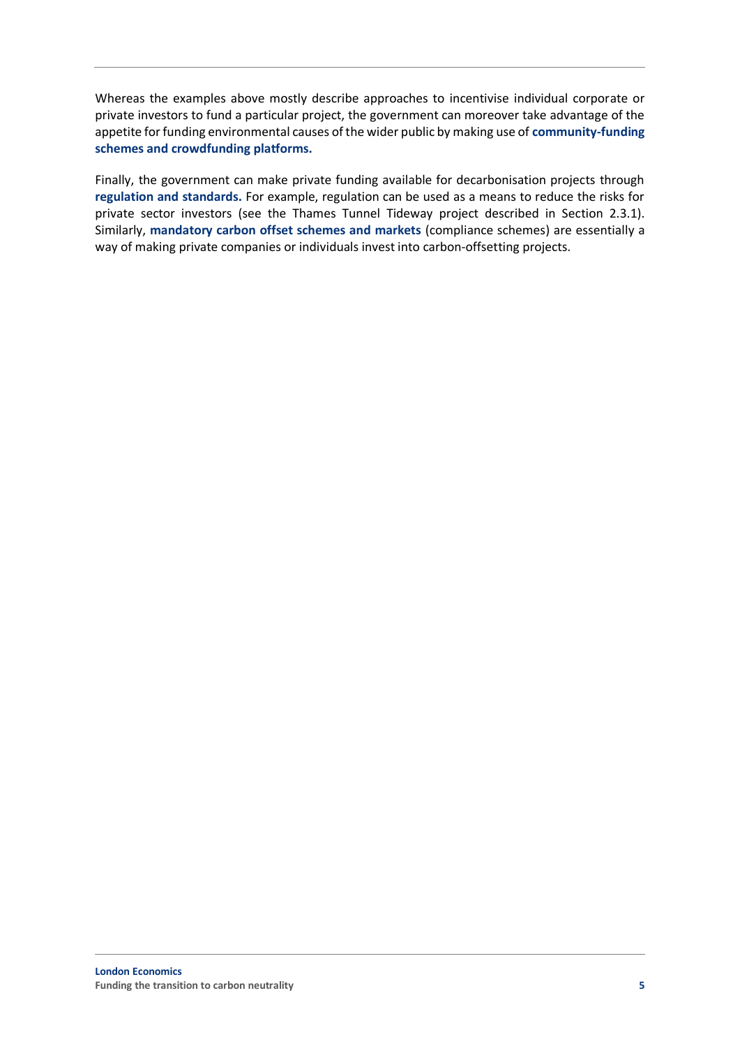Whereas the examples above mostly describe approaches to incentivise individual corporate or private investors to fund a particular project, the government can moreover take advantage of the appetite for funding environmental causes of the wider public by making use of **community-funding schemes and crowdfunding platforms.**

Finally, the government can make private funding available for decarbonisation projects through **regulation and standards.** For example, regulation can be used as a means to reduce the risks for private sector investors (see the Thames Tunnel Tideway project described in Section 2.3.1). Similarly, **mandatory carbon offset schemes and markets** (compliance schemes) are essentially a way of making private companies or individuals invest into carbon-offsetting projects.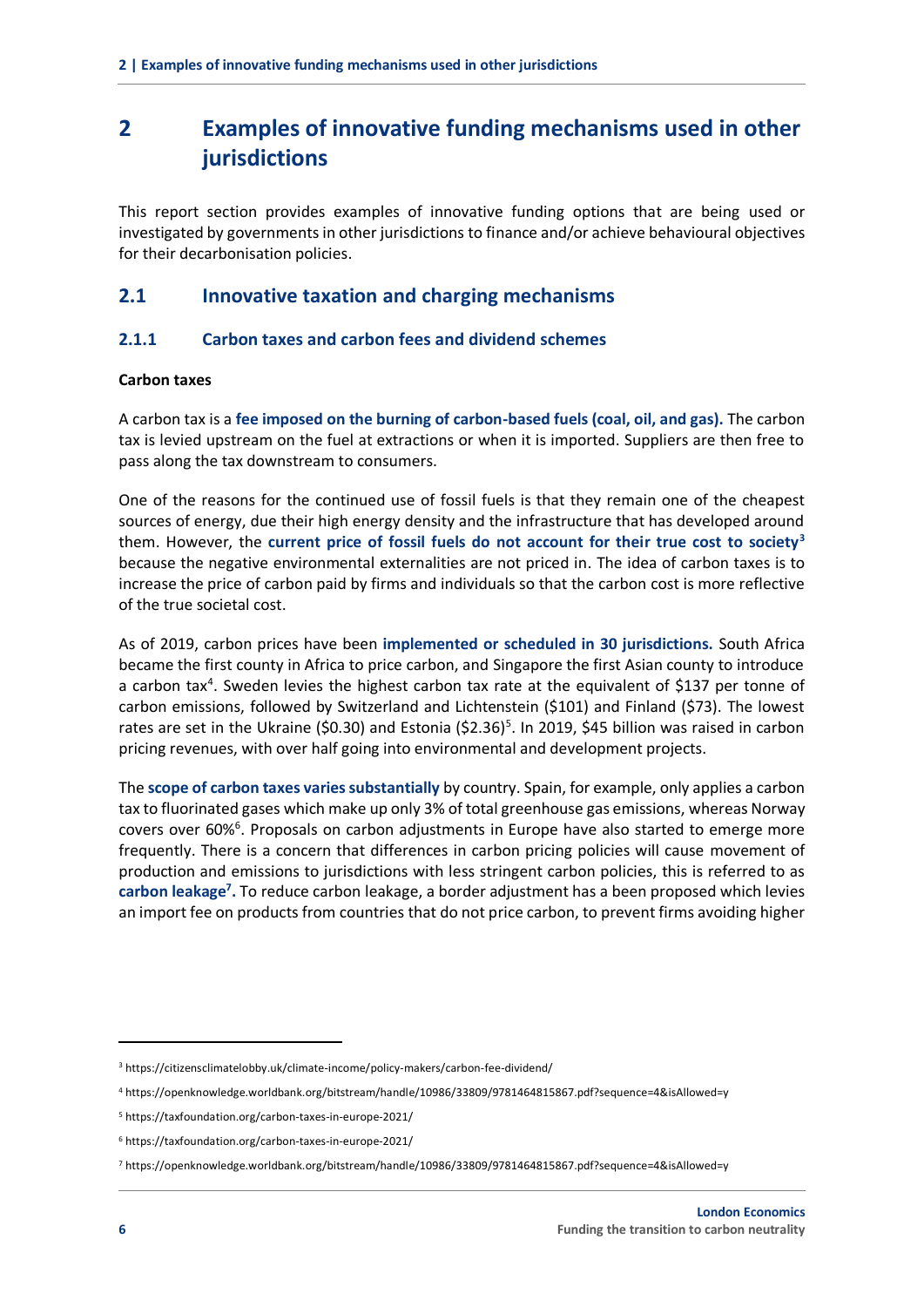# 2 Examples of innovative funding mechanisms used in other jurisdictions

This report section provides examples of innovative funding options that are being used or investigated by governments in other jurisdictions to finance and/or achieve behavioural objectives for their decarbonisation policies.

## 2.1 Innovative taxation and charging mechanisms

### 2.1.1 Carbon taxes and carbon fees and dividend schemes

**Carbon taxes**

A carbon tax is a **fee imposed on the burning of carbon-based fuels (coal, oil, and gas).** The carbon tax is levied upstream on the fuel at extractions or when it is imported. Suppliers are then free to pass along the tax downstream to consumers.

One of the reasons for the continued use of fossil fuels is that they remain one of the cheapest sources of energy, due their high energy density and the infrastructure that has developed around them. However, the **current price of fossil fuels do not account for their true cost to society**[3] because the negative environmental externalities are not priced in. The idea of carbon taxes is to increase the price of carbon paid by firms and individuals so that the carbon cost is more reflective of the true societal cost.

As of 2019, carbon prices have been **implemented or scheduled in 30 jurisdictions.** South Africa became the first county in Africa to price carbon, and Singapore the first Asian county to introduce a carbon tax[4]. Sweden levies the highest carbon tax rate at the equivalent of $137 per tonne of carbon emissions, followed by Switzerland and Lichtenstein ($101) and Finland ($73). The lowest rates are set in the Ukraine ($0.30) and Estonia ($2.36)[5]. In 2019, $45 billion was raised in carbon pricing revenues, with over half going into environmental and development projects.

The **scope of carbon taxes varies substantially** by country. Spain, for example, only applies a carbon tax to fluorinated gases which make up only 3% of total greenhouse gas emissions, whereas Norway covers over 60%[6]. Proposals on carbon adjustments in Europe have also started to emerge more frequently. There is a concern that differences in carbon pricing policies will cause movement of production and emissions to jurisdictions with less stringent carbon policies, this is referred to as **carbon leakage**[7]**.** To reduce carbon leakage, a border adjustment has a been proposed which levies an import fee on products from countries that do not price carbon, to prevent firms avoiding higher

---

[3] https://citizensclimatelobby.uk/climate-income/policy-makers/carbon-fee-dividend/

[4] https://openknowledge.worldbank.org/bitstream/handle/10986/33809/9781464815867.pdf?sequence=4&isAllowed=y

[5] https://taxfoundation.org/carbon-taxes-in-europe-2021/

[6] https://taxfoundation.org/carbon-taxes-in-europe-2021/

[7] https://openknowledge.worldbank.org/bitstream/handle/10986/33809/9781464815867.pdf?sequence=4&isAllowed=y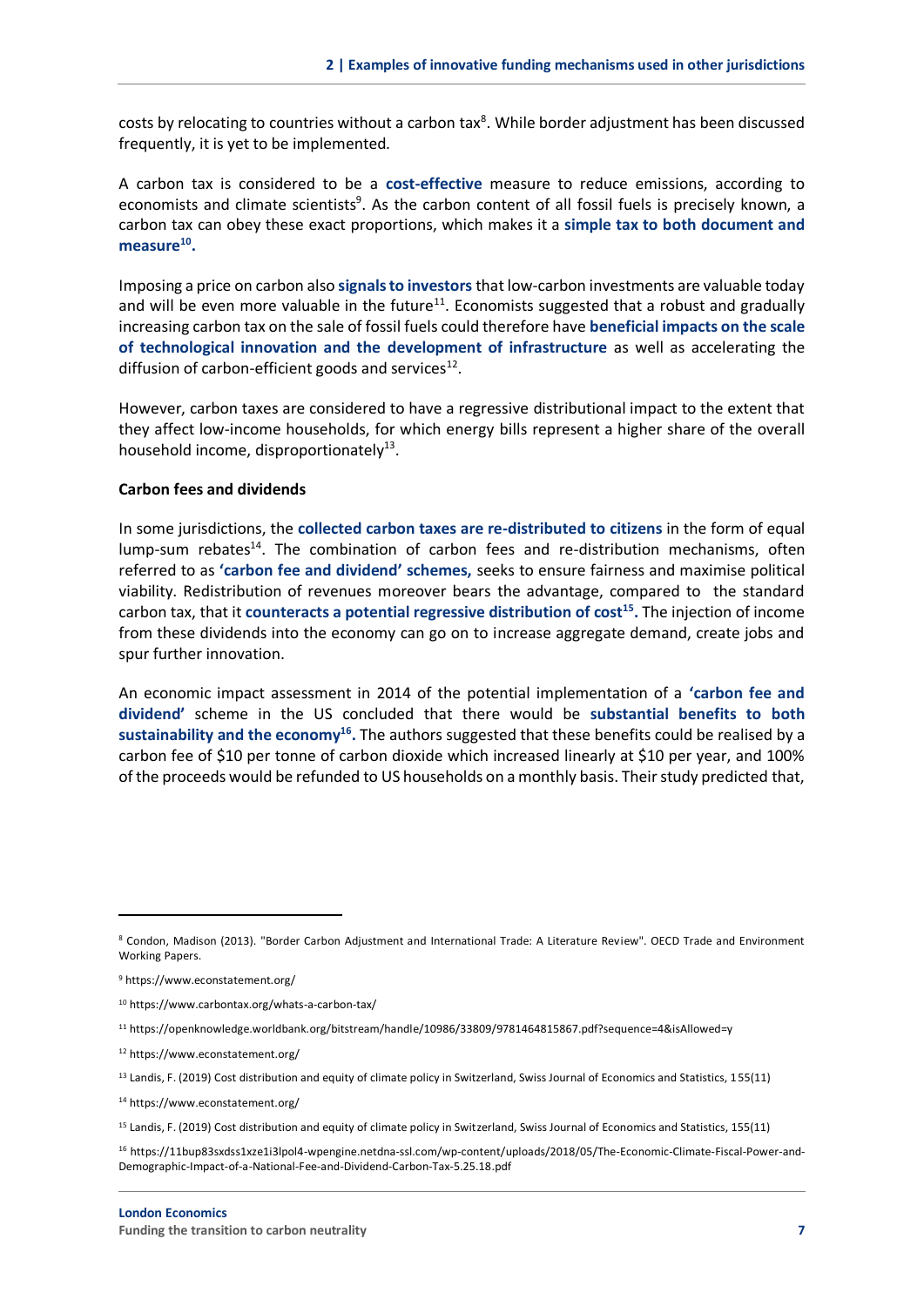costs by relocating to countries without a carbon tax[8]. While border adjustment has been discussed frequently, it is yet to be implemented.

A carbon tax is considered to be a **cost-effective** measure to reduce emissions, according to economists and climate scientists[9]. As the carbon content of all fossil fuels is precisely known, a carbon tax can obey these exact proportions, which makes it a **simple tax to both document and measure[10].**

Imposing a price on carbon also **signals to investors** that low-carbon investments are valuable today and will be even more valuable in the future[11]. Economists suggested that a robust and gradually increasing carbon tax on the sale of fossil fuels could therefore have **beneficial impacts on the scale of technological innovation and the development of infrastructure** as well as accelerating the diffusion of carbon-efficient goods and services[12].

However, carbon taxes are considered to have a regressive distributional impact to the extent that they affect low-income households, for which energy bills represent a higher share of the overall household income, disproportionately[13].

**Carbon fees and dividends**

In some jurisdictions, the **collected carbon taxes are re-distributed to citizens** in the form of equal lump-sum rebates[14]. The combination of carbon fees and re-distribution mechanisms, often referred to as **'carbon fee and dividend' schemes,** seeks to ensure fairness and maximise political viability. Redistribution of revenues moreover bears the advantage, compared to the standard carbon tax, that it **counteracts a potential regressive distribution of cost[15].** The injection of income from these dividends into the economy can go on to increase aggregate demand, create jobs and spur further innovation.

An economic impact assessment in 2014 of the potential implementation of a **'carbon fee and dividend'** scheme in the US concluded that there would be **substantial benefits to both sustainability and the economy[16].** The authors suggested that these benefits could be realised by a carbon fee of $10 per tonne of carbon dioxide which increased linearly at $10 per year, and 100% of the proceeds would be refunded to US households on a monthly basis. Their study predicted that,

---

[8] Condon, Madison (2013). "Border Carbon Adjustment and International Trade: A Literature Review". OECD Trade and Environment Working Papers.

[9] https://www.econstatement.org/

[10] https://www.carbontax.org/whats-a-carbon-tax/

[11] https://openknowledge.worldbank.org/bitstream/handle/10986/33809/9781464815867.pdf?sequence=4&isAllowed=y

[12] https://www.econstatement.org/

[13] Landis, F. (2019) Cost distribution and equity of climate policy in Switzerland, Swiss Journal of Economics and Statistics, 155(11)

[14] https://www.econstatement.org/

[15] Landis, F. (2019) Cost distribution and equity of climate policy in Switzerland, Swiss Journal of Economics and Statistics, 155(11)

[16] https://11bup83sxdss1xze1i3lpol4-wpengine.netdna-ssl.com/wp-content/uploads/2018/05/The-Economic-Climate-Fiscal-Power-and-Demographic-Impact-of-a-National-Fee-and-Dividend-Carbon-Tax-5.25.18.pdf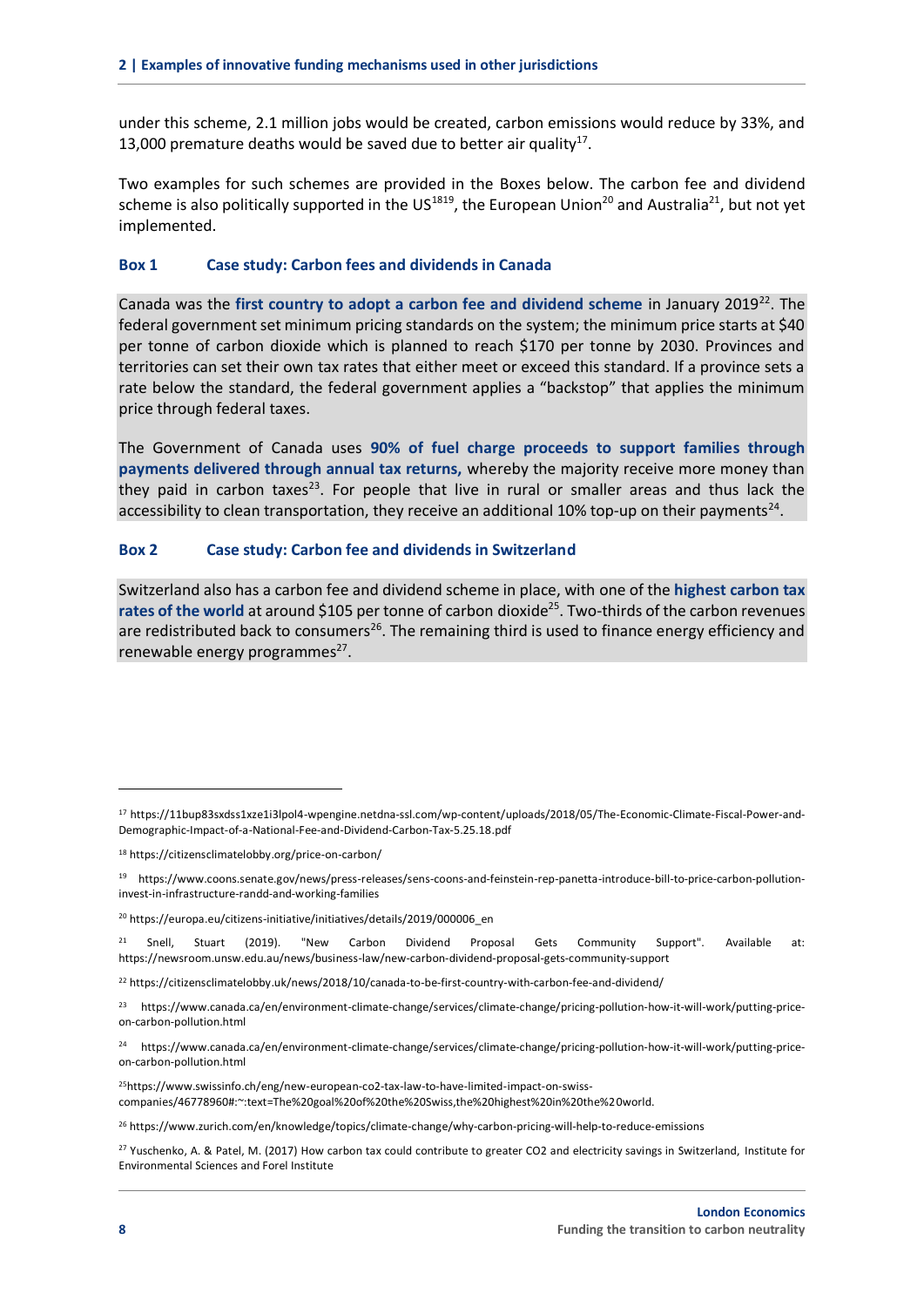under this scheme, 2.1 million jobs would be created, carbon emissions would reduce by 33%, and 13,000 premature deaths would be saved due to better air quality[17].

Two examples for such schemes are provided in the Boxes below. The carbon fee and dividend scheme is also politically supported in the US[18][19], the European Union[20] and Australia[21], but not yet implemented.

### Box 1 Case study: Carbon fees and dividends in Canada

Canada was the **first country to adopt a carbon fee and dividend scheme** in January 2019[22]. The federal government set minimum pricing standards on the system; the minimum price starts at $40 per tonne of carbon dioxide which is planned to reach $170 per tonne by 2030. Provinces and territories can set their own tax rates that either meet or exceed this standard. If a province sets a rate below the standard, the federal government applies a "backstop" that applies the minimum price through federal taxes.

The Government of Canada uses **90% of fuel charge proceeds to support families through payments delivered through annual tax returns,** whereby the majority receive more money than they paid in carbon taxes[23]. For people that live in rural or smaller areas and thus lack the accessibility to clean transportation, they receive an additional 10% top-up on their payments[24].

### Box 2 Case study: Carbon fee and dividends in Switzerland

Switzerland also has a carbon fee and dividend scheme in place, with one of the **highest carbon tax rates of the world** at around $105 per tonne of carbon dioxide[25]. Two-thirds of the carbon revenues are redistributed back to consumers[26]. The remaining third is used to finance energy efficiency and renewable energy programmes[27].

---

[17] https://11bup83sxdss1xze1i3lpol4-wpengine.netdna-ssl.com/wp-content/uploads/2018/05/The-Economic-Climate-Fiscal-Power-and-Demographic-Impact-of-a-National-Fee-and-Dividend-Carbon-Tax-5.25.18.pdf

[18] https://citizensclimatelobby.org/price-on-carbon/

[19] https://www.coons.senate.gov/news/press-releases/sens-coons-and-feinstein-rep-panetta-introduce-bill-to-price-carbon-pollution-invest-in-infrastructure-randd-and-working-families

[20] https://europa.eu/citizens-initiative/initiatives/details/2019/000006_en

[21] Snell, Stuart (2019). "New Carbon Dividend Proposal Gets Community Support". Available at: https://newsroom.unsw.edu.au/news/business-law/new-carbon-dividend-proposal-gets-community-support

[22] https://citizensclimatelobby.uk/news/2018/10/canada-to-be-first-country-with-carbon-fee-and-dividend/

[23] https://www.canada.ca/en/environment-climate-change/services/climate-change/pricing-pollution-how-it-will-work/putting-price-on-carbon-pollution.html

[24] https://www.canada.ca/en/environment-climate-change/services/climate-change/pricing-pollution-how-it-will-work/putting-price-on-carbon-pollution.html

[25] https://www.swissinfo.ch/eng/new-european-co2-tax-law-to-have-limited-impact-on-swiss-companies/46778960#:~:text=The%20goal%20of%20the%20Swiss,the%20highest%20in%20the%20world.

[26] https://www.zurich.com/en/knowledge/topics/climate-change/why-carbon-pricing-will-help-to-reduce-emissions

[27] Yuschenko, A. & Patel, M. (2017) How carbon tax could contribute to greater CO2 and electricity savings in Switzerland, Institute for Environmental Sciences and Forel Institute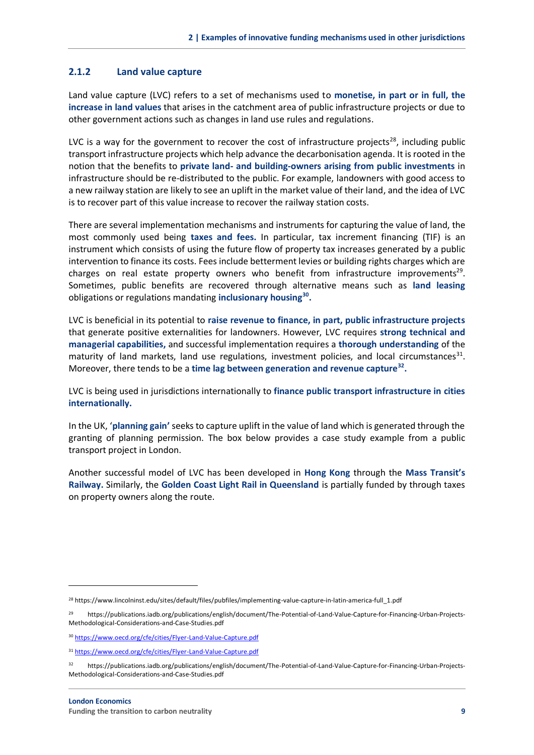### 2.1.2 Land value capture

Land value capture (LVC) refers to a set of mechanisms used to **monetise, in part or in full, the increase in land values** that arises in the catchment area of public infrastructure projects or due to other government actions such as changes in land use rules and regulations.

LVC is a way for the government to recover the cost of infrastructure projects[28], including public transport infrastructure projects which help advance the decarbonisation agenda. It is rooted in the notion that the benefits to **private land- and building-owners arising from public investments** in infrastructure should be re-distributed to the public. For example, landowners with good access to a new railway station are likely to see an uplift in the market value of their land, and the idea of LVC is to recover part of this value increase to recover the railway station costs.

There are several implementation mechanisms and instruments for capturing the value of land, the most commonly used being **taxes and fees.** In particular, tax increment financing (TIF) is an instrument which consists of using the future flow of property tax increases generated by a public intervention to finance its costs. Fees include betterment levies or building rights charges which are charges on real estate property owners who benefit from infrastructure improvements[29]. Sometimes, public benefits are recovered through alternative means such as **land leasing** obligations or regulations mandating **inclusionary housing[30].**

LVC is beneficial in its potential to **raise revenue to finance, in part, public infrastructure projects** that generate positive externalities for landowners. However, LVC requires **strong technical and managerial capabilities,** and successful implementation requires a **thorough understanding** of the maturity of land markets, land use regulations, investment policies, and local circumstances[31]. Moreover, there tends to be a **time lag between generation and revenue capture[32].**

LVC is being used in jurisdictions internationally to **finance public transport infrastructure in cities internationally.**

In the UK, '**planning gain'** seeks to capture uplift in the value of land which is generated through the granting of planning permission. The box below provides a case study example from a public transport project in London.

Another successful model of LVC has been developed in **Hong Kong** through the **Mass Transit's Railway.** Similarly, the **Golden Coast Light Rail in Queensland** is partially funded by through taxes on property owners along the route.

---

[28] https://www.lincolninst.edu/sites/default/files/pubfiles/implementing-value-capture-in-latin-america-full_1.pdf

[29] https://publications.iadb.org/publications/english/document/The-Potential-of-Land-Value-Capture-for-Financing-Urban-Projects-Methodological-Considerations-and-Case-Studies.pdf

[30] https://www.oecd.org/cfe/cities/Flyer-Land-Value-Capture.pdf

[31] https://www.oecd.org/cfe/cities/Flyer-Land-Value-Capture.pdf

[32] https://publications.iadb.org/publications/english/document/The-Potential-of-Land-Value-Capture-for-Financing-Urban-Projects-Methodological-Considerations-and-Case-Studies.pdf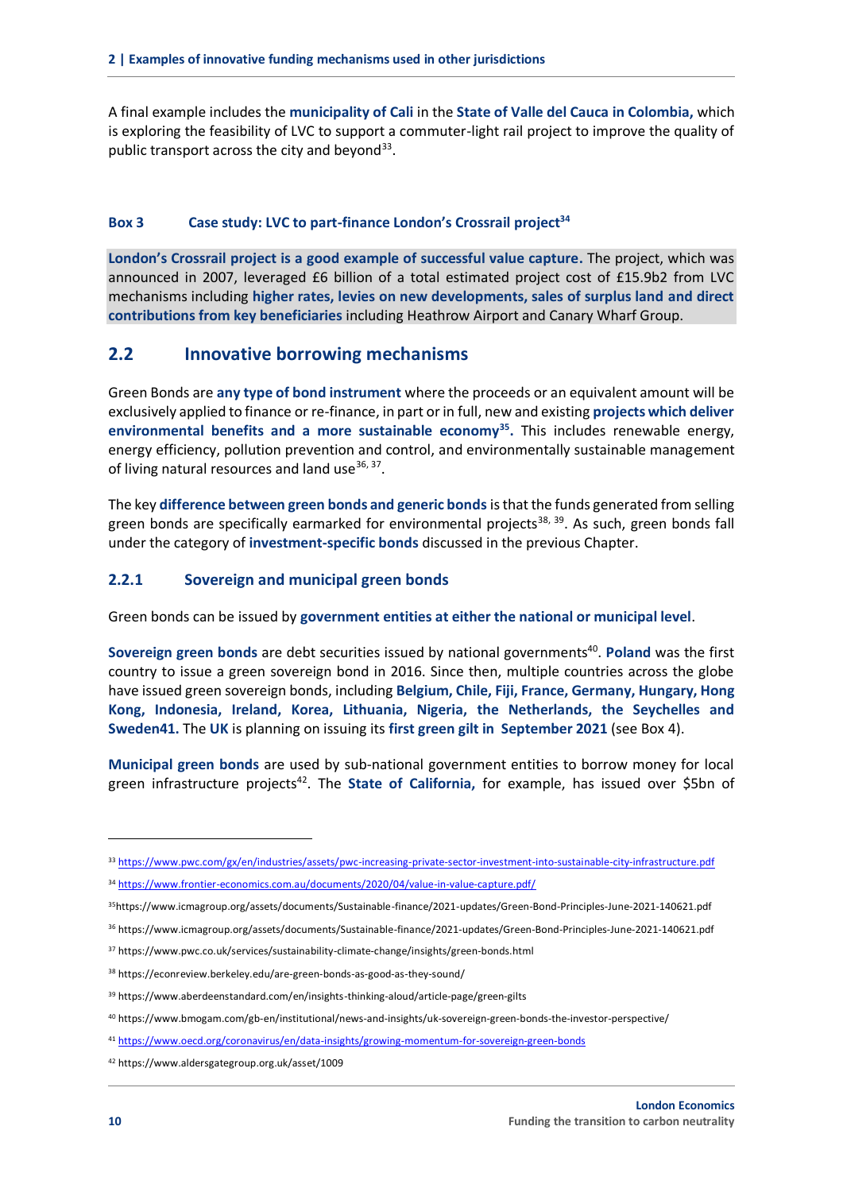A final example includes the **municipality of Cali** in the **State of Valle del Cauca in Colombia,** which is exploring the feasibility of LVC to support a commuter-light rail project to improve the quality of public transport across the city and beyond[33].

**Box 3 Case study: LVC to part-finance London's Crossrail project[34]**

**London's Crossrail project is a good example of successful value capture.** The project, which was announced in 2007, leveraged £6 billion of a total estimated project cost of £15.9b2 from LVC mechanisms including **higher rates, levies on new developments, sales of surplus land and direct contributions from key beneficiaries** including Heathrow Airport and Canary Wharf Group.

## 2.2 Innovative borrowing mechanisms

Green Bonds are **any type of bond instrument** where the proceeds or an equivalent amount will be exclusively applied to finance or re-finance, in part or in full, new and existing **projects which deliver environmental benefits and a more sustainable economy[35].** This includes renewable energy, energy efficiency, pollution prevention and control, and environmentally sustainable management of living natural resources and land use[36, 37].

The key **difference between green bonds and generic bonds** is that the funds generated from selling green bonds are specifically earmarked for environmental projects[38, 39]. As such, green bonds fall under the category of **investment-specific bonds** discussed in the previous Chapter.

### 2.2.1 Sovereign and municipal green bonds

Green bonds can be issued by **government entities at either the national or municipal level**.

**Sovereign green bonds** are debt securities issued by national governments[40]. **Poland** was the first country to issue a green sovereign bond in 2016. Since then, multiple countries across the globe have issued green sovereign bonds, including **Belgium, Chile, Fiji, France, Germany, Hungary, Hong Kong, Indonesia, Ireland, Korea, Lithuania, Nigeria, the Netherlands, the Seychelles and Sweden41.** The **UK** is planning on issuing its **first green gilt in September 2021** (see Box 4).

**Municipal green bonds** are used by sub-national government entities to borrow money for local green infrastructure projects[42]. The **State of California,** for example, has issued over $5bn of

---

[33] https://www.pwc.com/gx/en/industries/assets/pwc-increasing-private-sector-investment-into-sustainable-city-infrastructure.pdf

[34] https://www.frontier-economics.com.au/documents/2020/04/value-in-value-capture.pdf/

[35] https://www.icmagroup.org/assets/documents/Sustainable-finance/2021-updates/Green-Bond-Principles-June-2021-140621.pdf

[36] https://www.icmagroup.org/assets/documents/Sustainable-finance/2021-updates/Green-Bond-Principles-June-2021-140621.pdf

[37] https://www.pwc.co.uk/services/sustainability-climate-change/insights/green-bonds.html

[38] https://econreview.berkeley.edu/are-green-bonds-as-good-as-they-sound/

[39] https://www.aberdeenstandard.com/en/insights-thinking-aloud/article-page/green-gilts

[40] https://www.bmogam.com/gb-en/institutional/news-and-insights/uk-sovereign-green-bonds-the-investor-perspective/

[41] https://www.oecd.org/coronavirus/en/data-insights/growing-momentum-for-sovereign-green-bonds

[42] https://www.aldersgategroup.org.uk/asset/1009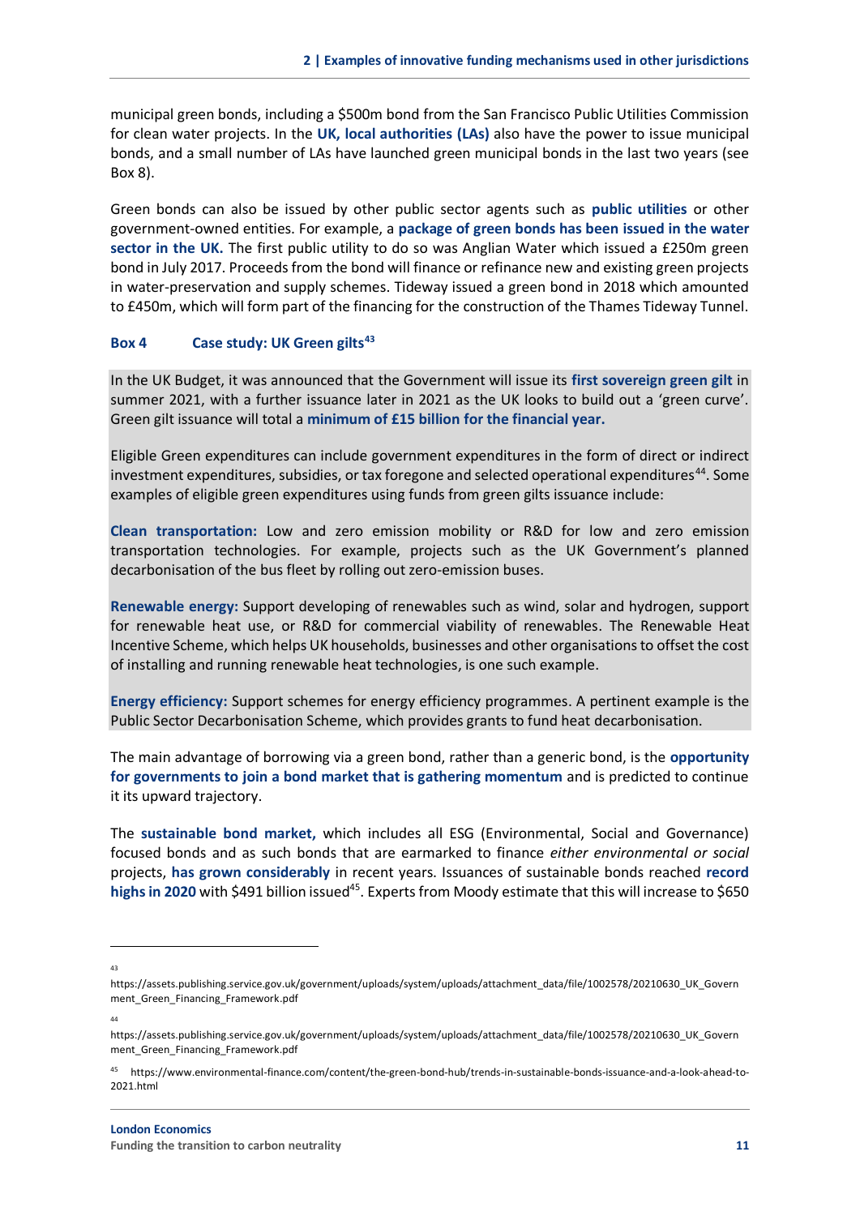municipal green bonds, including a $500m bond from the San Francisco Public Utilities Commission for clean water projects. In the **UK, local authorities (LAs)** also have the power to issue municipal bonds, and a small number of LAs have launched green municipal bonds in the last two years (see Box 8).

Green bonds can also be issued by other public sector agents such as **public utilities** or other government-owned entities. For example, a **package of green bonds has been issued in the water sector in the UK.** The first public utility to do so was Anglian Water which issued a £250m green bond in July 2017. Proceeds from the bond will finance or refinance new and existing green projects in water-preservation and supply schemes. Tideway issued a green bond in 2018 which amounted to £450m, which will form part of the financing for the construction of the Thames Tideway Tunnel.

**Box 4 Case study: UK Green gilts[43]**

In the UK Budget, it was announced that the Government will issue its **first sovereign green gilt** in summer 2021, with a further issuance later in 2021 as the UK looks to build out a 'green curve'. Green gilt issuance will total a **minimum of £15 billion for the financial year.**

Eligible Green expenditures can include government expenditures in the form of direct or indirect investment expenditures, subsidies, or tax foregone and selected operational expenditures[44]. Some examples of eligible green expenditures using funds from green gilts issuance include:

**Clean transportation:** Low and zero emission mobility or R&D for low and zero emission transportation technologies. For example, projects such as the UK Government's planned decarbonisation of the bus fleet by rolling out zero-emission buses.

**Renewable energy:** Support developing of renewables such as wind, solar and hydrogen, support for renewable heat use, or R&D for commercial viability of renewables. The Renewable Heat Incentive Scheme, which helps UK households, businesses and other organisations to offset the cost of installing and running renewable heat technologies, is one such example.

**Energy efficiency:** Support schemes for energy efficiency programmes. A pertinent example is the Public Sector Decarbonisation Scheme, which provides grants to fund heat decarbonisation.

The main advantage of borrowing via a green bond, rather than a generic bond, is the **opportunity for governments to join a bond market that is gathering momentum** and is predicted to continue it its upward trajectory.

The **sustainable bond market,** which includes all ESG (Environmental, Social and Governance) focused bonds and as such bonds that are earmarked to finance *either environmental or social* projects, **has grown considerably** in recent years. Issuances of sustainable bonds reached **record highs in 2020** with $491 billion issued[45]. Experts from Moody estimate that this will increase to $650

---

[43] https://assets.publishing.service.gov.uk/government/uploads/system/uploads/attachment_data/file/1002578/20210630_UK_Government_Green_Financing_Framework.pdf

[44] https://assets.publishing.service.gov.uk/government/uploads/system/uploads/attachment_data/file/1002578/20210630_UK_Government_Green_Financing_Framework.pdf

[45] https://www.environmental-finance.com/content/the-green-bond-hub/trends-in-sustainable-bonds-issuance-and-a-look-ahead-to-2021.html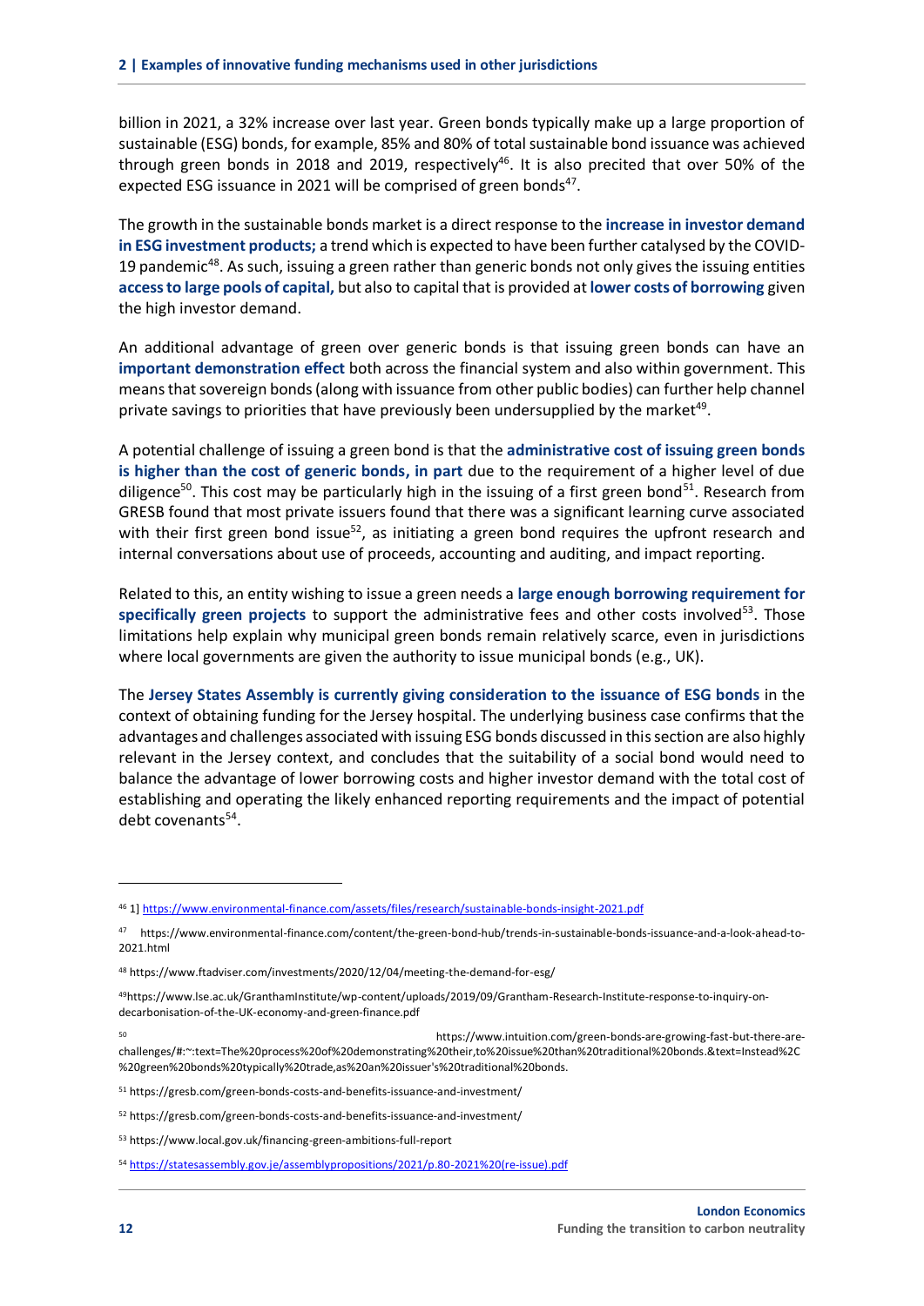billion in 2021, a 32% increase over last year. Green bonds typically make up a large proportion of sustainable (ESG) bonds, for example, 85% and 80% of total sustainable bond issuance was achieved through green bonds in 2018 and 2019, respectively[46]. It is also precited that over 50% of the expected ESG issuance in 2021 will be comprised of green bonds[47].

The growth in the sustainable bonds market is a direct response to the **increase in investor demand in ESG investment products;** a trend which is expected to have been further catalysed by the COVID-19 pandemic[48]. As such, issuing a green rather than generic bonds not only gives the issuing entities **access to large pools of capital,** but also to capital that is provided at **lower costs of borrowing** given the high investor demand.

An additional advantage of green over generic bonds is that issuing green bonds can have an **important demonstration effect** both across the financial system and also within government. This means that sovereign bonds (along with issuance from other public bodies) can further help channel private savings to priorities that have previously been undersupplied by the market[49].

A potential challenge of issuing a green bond is that the **administrative cost of issuing green bonds is higher than the cost of generic bonds, in part** due to the requirement of a higher level of due diligence[50]. This cost may be particularly high in the issuing of a first green bond[51]. Research from GRESB found that most private issuers found that there was a significant learning curve associated with their first green bond issue[52], as initiating a green bond requires the upfront research and internal conversations about use of proceeds, accounting and auditing, and impact reporting.

Related to this, an entity wishing to issue a green needs a **large enough borrowing requirement for specifically green projects** to support the administrative fees and other costs involved[53]. Those limitations help explain why municipal green bonds remain relatively scarce, even in jurisdictions where local governments are given the authority to issue municipal bonds (e.g., UK).

The **Jersey States Assembly is currently giving consideration to the issuance of ESG bonds** in the context of obtaining funding for the Jersey hospital. The underlying business case confirms that the advantages and challenges associated with issuing ESG bonds discussed in this section are also highly relevant in the Jersey context, and concludes that the suitability of a social bond would need to balance the advantage of lower borrowing costs and higher investor demand with the total cost of establishing and operating the likely enhanced reporting requirements and the impact of potential debt covenants[54].

---

[46] 1] https://www.environmental-finance.com/assets/files/research/sustainable-bonds-insight-2021.pdf

[47] https://www.environmental-finance.com/content/the-green-bond-hub/trends-in-sustainable-bonds-issuance-and-a-look-ahead-to-2021.html

[48] https://www.ftadviser.com/investments/2020/12/04/meeting-the-demand-for-esg/

[49] https://www.lse.ac.uk/GranthamInstitute/wp-content/uploads/2019/09/Grantham-Research-Institute-response-to-inquiry-on-decarbonisation-of-the-UK-economy-and-green-finance.pdf

[50] https://www.intuition.com/green-bonds-are-growing-fast-but-there-are-challenges/#:~:text=The%20process%20of%20demonstrating%20their,to%20issue%20than%20traditional%20bonds.&text=Instead%2C%20green%20bonds%20typically%20trade,as%20an%20issuer's%20traditional%20bonds.

[51] https://gresb.com/green-bonds-costs-and-benefits-issuance-and-investment/

[52] https://gresb.com/green-bonds-costs-and-benefits-issuance-and-investment/

[53] https://www.local.gov.uk/financing-green-ambitions-full-report

[54] https://statesassembly.gov.je/assemblypropositions/2021/p.80-2021%20(re-issue).pdf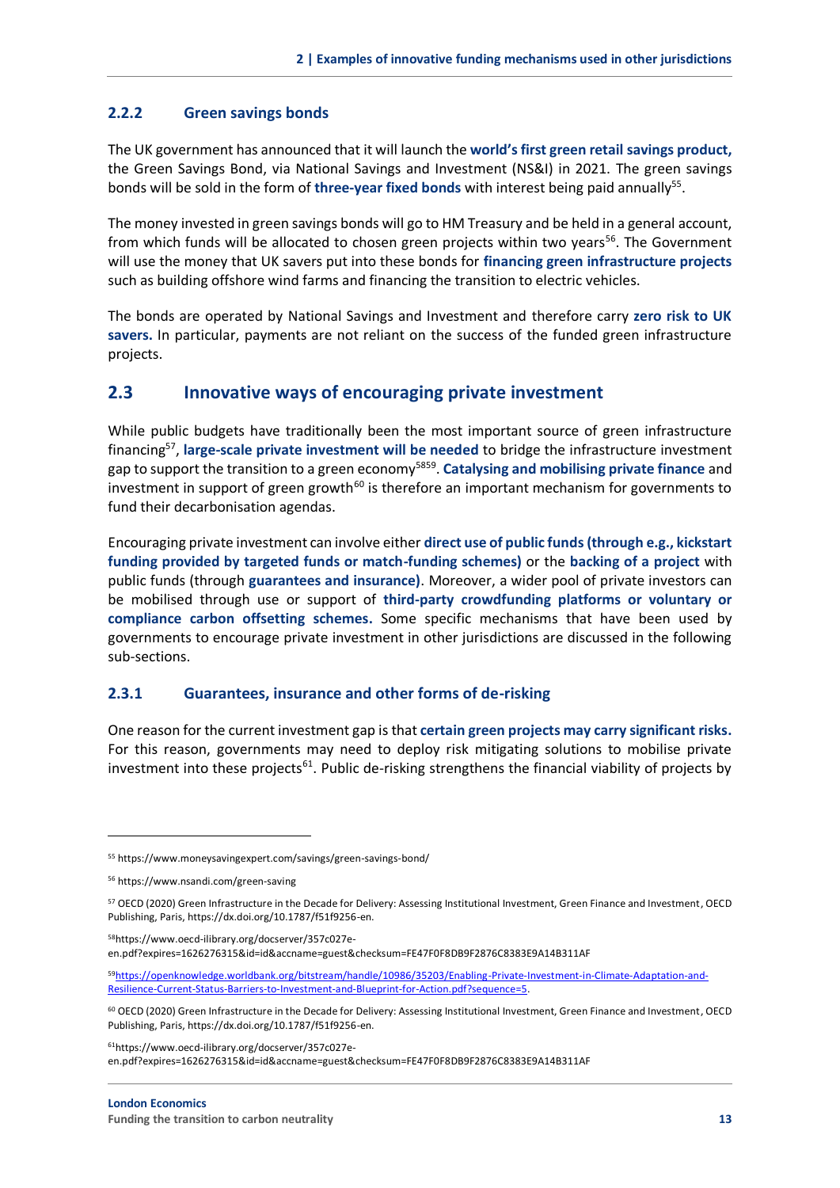### 2.2.2 Green savings bonds

The UK government has announced that it will launch the **world's first green retail savings product,** the Green Savings Bond, via National Savings and Investment (NS&I) in 2021. The green savings bonds will be sold in the form of **three-year fixed bonds** with interest being paid annually[55].

The money invested in green savings bonds will go to HM Treasury and be held in a general account, from which funds will be allocated to chosen green projects within two years[56]. The Government will use the money that UK savers put into these bonds for **financing green infrastructure projects** such as building offshore wind farms and financing the transition to electric vehicles.

The bonds are operated by National Savings and Investment and therefore carry **zero risk to UK savers.** In particular, payments are not reliant on the success of the funded green infrastructure projects.

## 2.3 Innovative ways of encouraging private investment

While public budgets have traditionally been the most important source of green infrastructure financing[57], **large-scale private investment will be needed** to bridge the infrastructure investment gap to support the transition to a green economy[58][59]. **Catalysing and mobilising private finance** and investment in support of green growth[60] is therefore an important mechanism for governments to fund their decarbonisation agendas.

Encouraging private investment can involve either **direct use of public funds (through e.g., kickstart funding provided by targeted funds or match-funding schemes)** or the **backing of a project** with public funds (through **guarantees and insurance)**. Moreover, a wider pool of private investors can be mobilised through use or support of **third-party crowdfunding platforms or voluntary or compliance carbon offsetting schemes.** Some specific mechanisms that have been used by governments to encourage private investment in other jurisdictions are discussed in the following sub-sections.

### 2.3.1 Guarantees, insurance and other forms of de-risking

One reason for the current investment gap is that **certain green projects may carry significant risks.** For this reason, governments may need to deploy risk mitigating solutions to mobilise private investment into these projects[61]. Public de-risking strengthens the financial viability of projects by

---

[55] https://www.moneysavingexpert.com/savings/green-savings-bond/

[56] https://www.nsandi.com/green-saving

[57] OECD (2020) Green Infrastructure in the Decade for Delivery: Assessing Institutional Investment, Green Finance and Investment, OECD Publishing, Paris, https://dx.doi.org/10.1787/f51f9256-en.

[58] https://www.oecd-ilibrary.org/docserver/357c027e-en.pdf?expires=1626276315&id=id&accname=guest&checksum=FE47F0F8DB9F2876C8383E9A14B311AF

[59] https://openknowledge.worldbank.org/bitstream/handle/10986/35203/Enabling-Private-Investment-in-Climate-Adaptation-and-Resilience-Current-Status-Barriers-to-Investment-and-Blueprint-for-Action.pdf?sequence=5.

[60] OECD (2020) Green Infrastructure in the Decade for Delivery: Assessing Institutional Investment, Green Finance and Investment, OECD Publishing, Paris, https://dx.doi.org/10.1787/f51f9256-en.

[61] https://www.oecd-ilibrary.org/docserver/357c027e-en.pdf?expires=1626276315&id=id&accname=guest&checksum=FE47F0F8DB9F2876C8383E9A14B311AF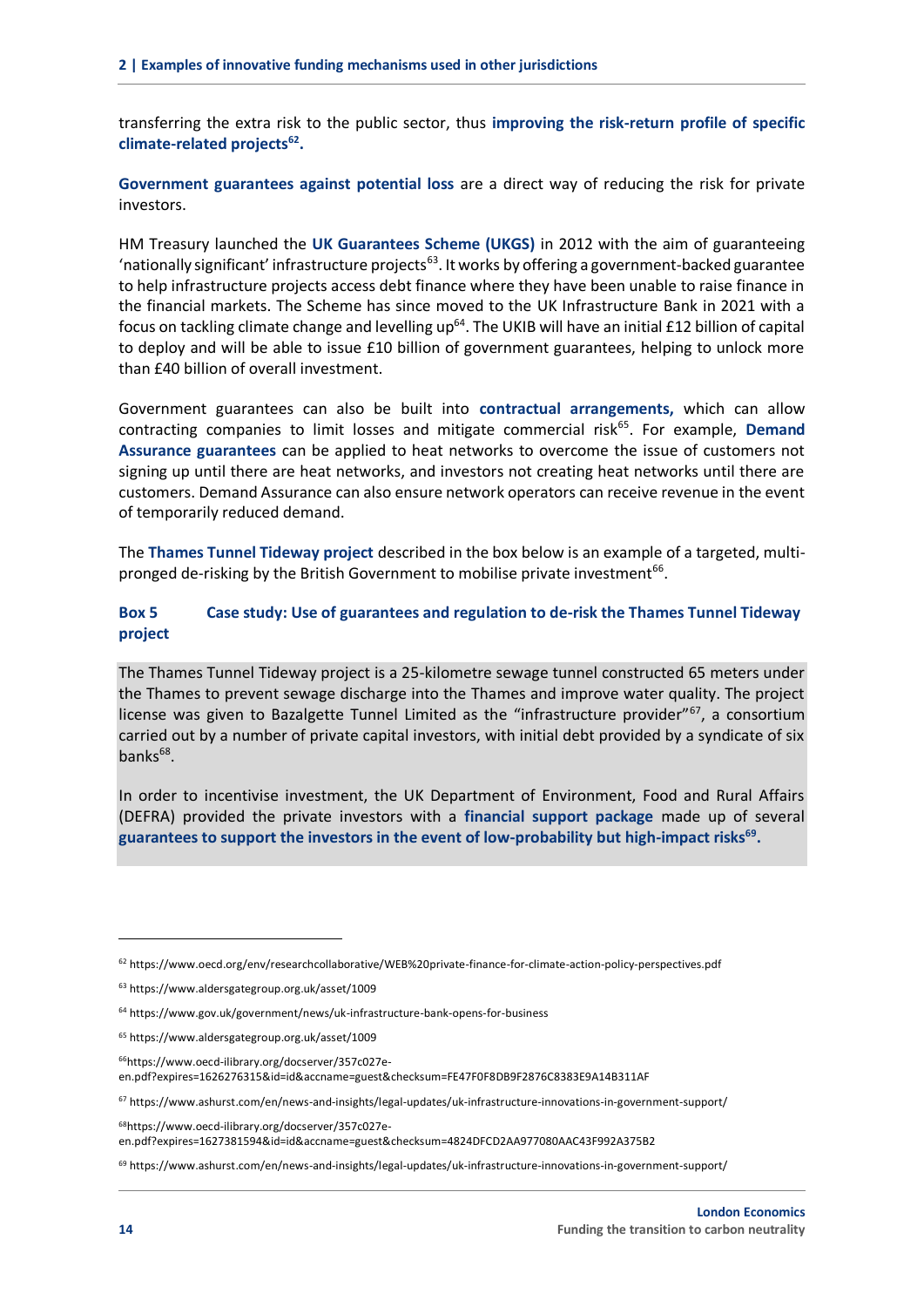transferring the extra risk to the public sector, thus **improving the risk-return profile of specific climate-related projects[62].**

**Government guarantees against potential loss** are a direct way of reducing the risk for private investors.

HM Treasury launched the **UK Guarantees Scheme (UKGS)** in 2012 with the aim of guaranteeing 'nationally significant' infrastructure projects[63]. It works by offering a government-backed guarantee to help infrastructure projects access debt finance where they have been unable to raise finance in the financial markets. The Scheme has since moved to the UK Infrastructure Bank in 2021 with a focus on tackling climate change and levelling up[64]. The UKIB will have an initial £12 billion of capital to deploy and will be able to issue £10 billion of government guarantees, helping to unlock more than £40 billion of overall investment.

Government guarantees can also be built into **contractual arrangements,** which can allow contracting companies to limit losses and mitigate commercial risk[65]. For example, **Demand Assurance guarantees** can be applied to heat networks to overcome the issue of customers not signing up until there are heat networks, and investors not creating heat networks until there are customers. Demand Assurance can also ensure network operators can receive revenue in the event of temporarily reduced demand.

The **Thames Tunnel Tideway project** described in the box below is an example of a targeted, multi-pronged de-risking by the British Government to mobilise private investment[66].

### Box 5 Case study: Use of guarantees and regulation to de-risk the Thames Tunnel Tideway project

The Thames Tunnel Tideway project is a 25-kilometre sewage tunnel constructed 65 meters under the Thames to prevent sewage discharge into the Thames and improve water quality. The project license was given to Bazalgette Tunnel Limited as the "infrastructure provider"[67], a consortium carried out by a number of private capital investors, with initial debt provided by a syndicate of six banks[68].

In order to incentivise investment, the UK Department of Environment, Food and Rural Affairs (DEFRA) provided the private investors with a **financial support package** made up of several **guarantees to support the investors in the event of low-probability but high-impact risks[69].**

---

[62] https://www.oecd.org/env/researchcollaborative/WEB%20private-finance-for-climate-action-policy-perspectives.pdf

[63] https://www.aldersgategroup.org.uk/asset/1009

[64] https://www.gov.uk/government/news/uk-infrastructure-bank-opens-for-business

[65] https://www.aldersgategroup.org.uk/asset/1009

[66] https://www.oecd-ilibrary.org/docserver/357c027e-en.pdf?expires=1626276315&id=id&accname=guest&checksum=FE47F0F8DB9F2876C8383E9A14B311AF

[67] https://www.ashurst.com/en/news-and-insights/legal-updates/uk-infrastructure-innovations-in-government-support/

[68] https://www.oecd-ilibrary.org/docserver/357c027e-en.pdf?expires=1627381594&id=id&accname=guest&checksum=4824DFCD2AA977080AAC43F992A375B2

[69] https://www.ashurst.com/en/news-and-insights/legal-updates/uk-infrastructure-innovations-in-government-support/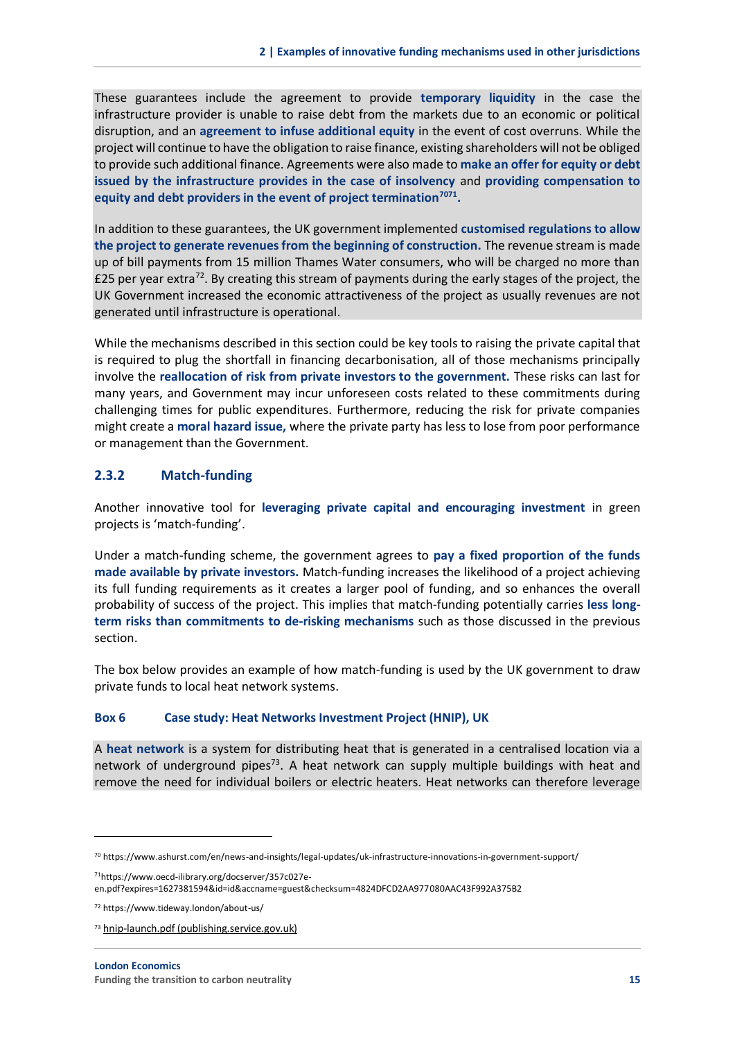These guarantees include the agreement to provide **temporary liquidity** in the case the infrastructure provider is unable to raise debt from the markets due to an economic or political disruption, and an **agreement to infuse additional equity** in the event of cost overruns. While the project will continue to have the obligation to raise finance, existing shareholders will not be obliged to provide such additional finance. Agreements were also made to **make an offer for equity or debt issued by the infrastructure provides in the case of insolvency** and **providing compensation to equity and debt providers in the event of project termination[70][71].**

In addition to these guarantees, the UK government implemented **customised regulations to allow the project to generate revenues from the beginning of construction.** The revenue stream is made up of bill payments from 15 million Thames Water consumers, who will be charged no more than £25 per year extra[72]. By creating this stream of payments during the early stages of the project, the UK Government increased the economic attractiveness of the project as usually revenues are not generated until infrastructure is operational.

While the mechanisms described in this section could be key tools to raising the private capital that is required to plug the shortfall in financing decarbonisation, all of those mechanisms principally involve the **reallocation of risk from private investors to the government.** These risks can last for many years, and Government may incur unforeseen costs related to these commitments during challenging times for public expenditures. Furthermore, reducing the risk for private companies might create a **moral hazard issue,** where the private party has less to lose from poor performance or management than the Government.

### 2.3.2 Match-funding

Another innovative tool for **leveraging private capital and encouraging investment** in green projects is 'match-funding'.

Under a match-funding scheme, the government agrees to **pay a fixed proportion of the funds made available by private investors.** Match-funding increases the likelihood of a project achieving its full funding requirements as it creates a larger pool of funding, and so enhances the overall probability of success of the project. This implies that match-funding potentially carries **less long-term risks than commitments to de-risking mechanisms** such as those discussed in the previous section.

The box below provides an example of how match-funding is used by the UK government to draw private funds to local heat network systems.

**Box 6 Case study: Heat Networks Investment Project (HNIP), UK**

A **heat network** is a system for distributing heat that is generated in a centralised location via a network of underground pipes[73]. A heat network can supply multiple buildings with heat and remove the need for individual boilers or electric heaters. Heat networks can therefore leverage

---

[70] https://www.ashurst.com/en/news-and-insights/legal-updates/uk-infrastructure-innovations-in-government-support/

[71] https://www.oecd-ilibrary.org/docserver/357c027e-en.pdf?expires=1627381594&id=id&accname=guest&checksum=4824DFCD2AA977080AAC43F992A375B2

[72] https://www.tideway.london/about-us/

[73] hnip-launch.pdf (publishing.service.gov.uk)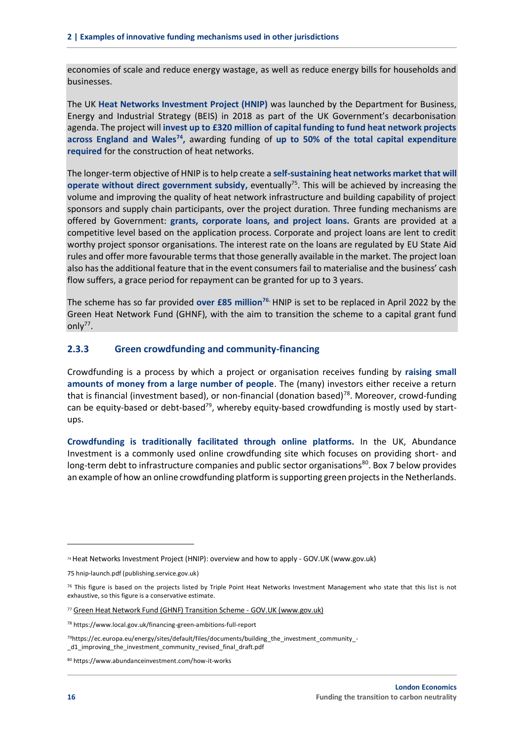economies of scale and reduce energy wastage, as well as reduce energy bills for households and businesses.

The UK **Heat Networks Investment Project (HNIP)** was launched by the Department for Business, Energy and Industrial Strategy (BEIS) in 2018 as part of the UK Government's decarbonisation agenda. The project will **invest up to £320 million of capital funding to fund heat network projects across England and Wales[74],** awarding funding of **up to 50% of the total capital expenditure required** for the construction of heat networks.

The longer-term objective of HNIP is to help create a **self-sustaining heat networks market that will operate without direct government subsidy,** eventually[75]. This will be achieved by increasing the volume and improving the quality of heat network infrastructure and building capability of project sponsors and supply chain participants, over the project duration. Three funding mechanisms are offered by Government: **grants, corporate loans, and project loans.** Grants are provided at a competitive level based on the application process. Corporate and project loans are lent to credit worthy project sponsor organisations. The interest rate on the loans are regulated by EU State Aid rules and offer more favourable terms that those generally available in the market. The project loan also has the additional feature that in the event consumers fail to materialise and the business' cash flow suffers, a grace period for repayment can be granted for up to 3 years.

The scheme has so far provided **over £85 million[76].** HNIP is set to be replaced in April 2022 by the Green Heat Network Fund (GHNF), with the aim to transition the scheme to a capital grant fund only[77].

### 2.3.3 Green crowdfunding and community-financing

Crowdfunding is a process by which a project or organisation receives funding by **raising small amounts of money from a large number of people**. The (many) investors either receive a return that is financial (investment based), or non-financial (donation based)[78]. Moreover, crowd-funding can be equity-based or debt-based[79], whereby equity-based crowdfunding is mostly used by start-ups.

**Crowdfunding is traditionally facilitated through online platforms.** In the UK, Abundance Investment is a commonly used online crowdfunding site which focuses on providing short- and long-term debt to infrastructure companies and public sector organisations[80]. Box 7 below provides an example of how an online crowdfunding platform is supporting green projects in the Netherlands.

---

[74] Heat Networks Investment Project (HNIP): overview and how to apply - GOV.UK (www.gov.uk)

[75] hnip-launch.pdf (publishing.service.gov.uk)

[76] This figure is based on the projects listed by Triple Point Heat Networks Investment Management who state that this list is not exhaustive, so this figure is a conservative estimate.

[77] Green Heat Network Fund (GHNF) Transition Scheme - GOV.UK (www.gov.uk)

[78] https://www.local.gov.uk/financing-green-ambitions-full-report

[79] https://ec.europa.eu/energy/sites/default/files/documents/building_the_investment_community_-_d1_improving_the_investment_community_revised_final_draft.pdf

[80] https://www.abundanceinvestment.com/how-it-works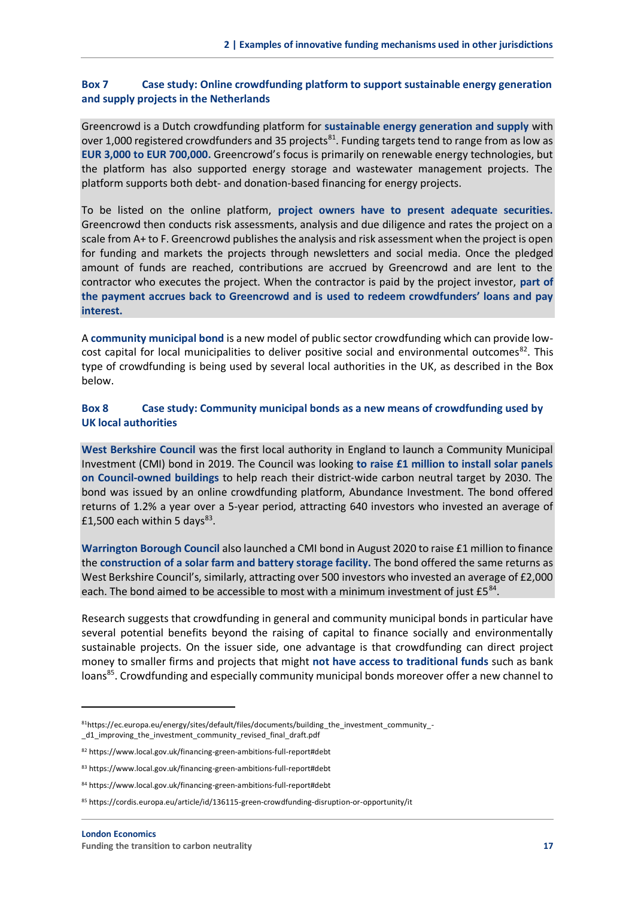**Box 7 Case study: Online crowdfunding platform to support sustainable energy generation and supply projects in the Netherlands**

Greencrowd is a Dutch crowdfunding platform for **sustainable energy generation and supply** with over 1,000 registered crowdfunders and 35 projects[81]. Funding targets tend to range from as low as **EUR 3,000 to EUR 700,000.** Greencrowd's focus is primarily on renewable energy technologies, but the platform has also supported energy storage and wastewater management projects. The platform supports both debt- and donation-based financing for energy projects.

To be listed on the online platform, **project owners have to present adequate securities.** Greencrowd then conducts risk assessments, analysis and due diligence and rates the project on a scale from A+ to F. Greencrowd publishes the analysis and risk assessment when the project is open for funding and markets the projects through newsletters and social media. Once the pledged amount of funds are reached, contributions are accrued by Greencrowd and are lent to the contractor who executes the project. When the contractor is paid by the project investor, **part of the payment accrues back to Greencrowd and is used to redeem crowdfunders' loans and pay interest.**

A **community municipal bond** is a new model of public sector crowdfunding which can provide low-cost capital for local municipalities to deliver positive social and environmental outcomes[82]. This type of crowdfunding is being used by several local authorities in the UK, as described in the Box below.

**Box 8 Case study: Community municipal bonds as a new means of crowdfunding used by UK local authorities**

**West Berkshire Council** was the first local authority in England to launch a Community Municipal Investment (CMI) bond in 2019. The Council was looking **to raise £1 million to install solar panels on Council-owned buildings** to help reach their district-wide carbon neutral target by 2030. The bond was issued by an online crowdfunding platform, Abundance Investment. The bond offered returns of 1.2% a year over a 5-year period, attracting 640 investors who invested an average of £1,500 each within 5 days[83].

**Warrington Borough Council** also launched a CMI bond in August 2020 to raise £1 million to finance the **construction of a solar farm and battery storage facility.** The bond offered the same returns as West Berkshire Council's, similarly, attracting over 500 investors who invested an average of £2,000 each. The bond aimed to be accessible to most with a minimum investment of just £5[84].

Research suggests that crowdfunding in general and community municipal bonds in particular have several potential benefits beyond the raising of capital to finance socially and environmentally sustainable projects. On the issuer side, one advantage is that crowdfunding can direct project money to smaller firms and projects that might **not have access to traditional funds** such as bank loans[85]. Crowdfunding and especially community municipal bonds moreover offer a new channel to

---

[81] https://ec.europa.eu/energy/sites/default/files/documents/building_the_investment_community_-_d1_improving_the_investment_community_revised_final_draft.pdf

[82] https://www.local.gov.uk/financing-green-ambitions-full-report#debt

[83] https://www.local.gov.uk/financing-green-ambitions-full-report#debt

[84] https://www.local.gov.uk/financing-green-ambitions-full-report#debt

[85] https://cordis.europa.eu/article/id/136115-green-crowdfunding-disruption-or-opportunity/it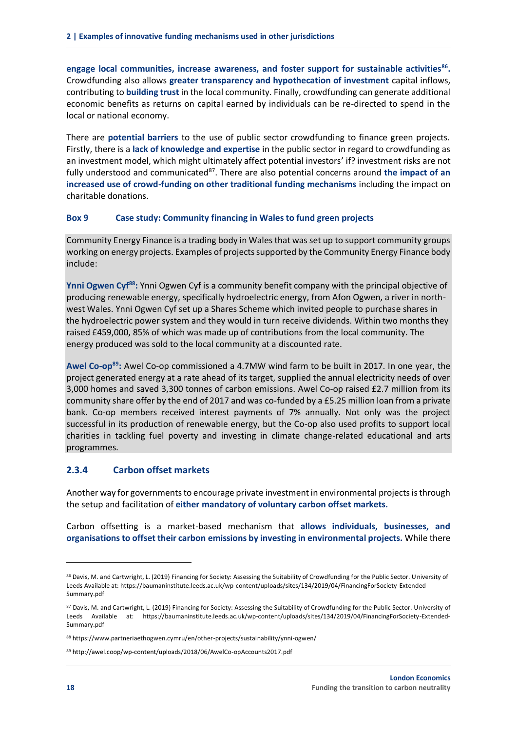**engage local communities, increase awareness, and foster support for sustainable activities**[86]. Crowdfunding also allows **greater transparency and hypothecation of investment** capital inflows, contributing to **building trust** in the local community. Finally, crowdfunding can generate additional economic benefits as returns on capital earned by individuals can be re-directed to spend in the local or national economy.

There are **potential barriers** to the use of public sector crowdfunding to finance green projects. Firstly, there is a **lack of knowledge and expertise** in the public sector in regard to crowdfunding as an investment model, which might ultimately affect potential investors' if? investment risks are not fully understood and communicated[87]. There are also potential concerns around **the impact of an increased use of crowd-funding on other traditional funding mechanisms** including the impact on charitable donations.

**Box 9 Case study: Community financing in Wales to fund green projects**

Community Energy Finance is a trading body in Wales that was set up to support community groups working on energy projects. Examples of projects supported by the Community Energy Finance body include:

**Ynni Ogwen Cyf**[88]**:** Ynni Ogwen Cyf is a community benefit company with the principal objective of producing renewable energy, specifically hydroelectric energy, from Afon Ogwen, a river in north-west Wales. Ynni Ogwen Cyf set up a Shares Scheme which invited people to purchase shares in the hydroelectric power system and they would in turn receive dividends. Within two months they raised £459,000, 85% of which was made up of contributions from the local community. The energy produced was sold to the local community at a discounted rate.

**Awel Co-op**[89]**:** Awel Co-op commissioned a 4.7MW wind farm to be built in 2017. In one year, the project generated energy at a rate ahead of its target, supplied the annual electricity needs of over 3,000 homes and saved 3,300 tonnes of carbon emissions. Awel Co-op raised £2.7 million from its community share offer by the end of 2017 and was co-funded by a £5.25 million loan from a private bank. Co-op members received interest payments of 7% annually. Not only was the project successful in its production of renewable energy, but the Co-op also used profits to support local charities in tackling fuel poverty and investing in climate change-related educational and arts programmes.

### 2.3.4 Carbon offset markets

Another way for governments to encourage private investment in environmental projects is through the setup and facilitation of **either mandatory of voluntary carbon offset markets.**

Carbon offsetting is a market-based mechanism that **allows individuals, businesses, and organisations to offset their carbon emissions by investing in environmental projects.** While there

---

[86] Davis, M. and Cartwright, L. (2019) Financing for Society: Assessing the Suitability of Crowdfunding for the Public Sector. University of Leeds Available at: https://baumaninstitute.leeds.ac.uk/wp-content/uploads/sites/134/2019/04/FinancingForSociety-Extended-Summary.pdf

[87] Davis, M. and Cartwright, L. (2019) Financing for Society: Assessing the Suitability of Crowdfunding for the Public Sector. University of Leeds Available at: https://baumaninstitute.leeds.ac.uk/wp-content/uploads/sites/134/2019/04/FinancingForSociety-Extended-Summary.pdf

[88] https://www.partneriaethogwen.cymru/en/other-projects/sustainability/ynni-ogwen/

[89] http://awel.coop/wp-content/uploads/2018/06/AwelCo-opAccounts2017.pdf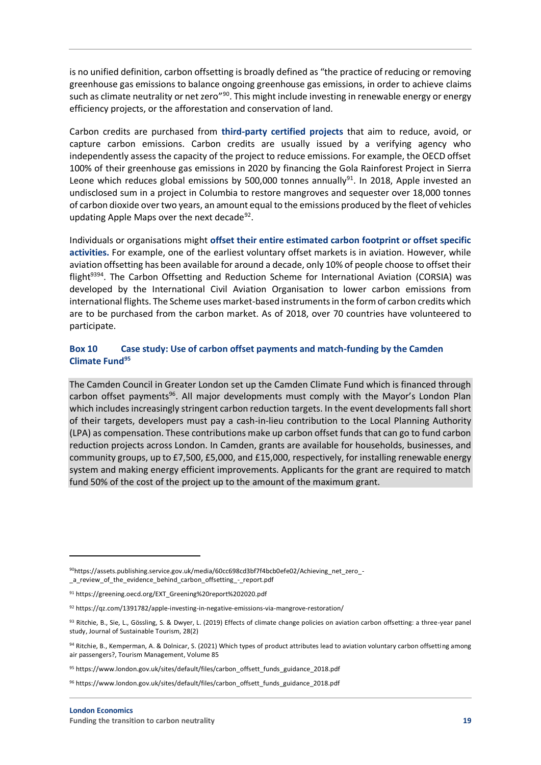is no unified definition, carbon offsetting is broadly defined as "the practice of reducing or removing greenhouse gas emissions to balance ongoing greenhouse gas emissions, in order to achieve claims such as climate neutrality or net zero"[90]. This might include investing in renewable energy or energy efficiency projects, or the afforestation and conservation of land.

Carbon credits are purchased from **third-party certified projects** that aim to reduce, avoid, or capture carbon emissions. Carbon credits are usually issued by a verifying agency who independently assess the capacity of the project to reduce emissions. For example, the OECD offset 100% of their greenhouse gas emissions in 2020 by financing the Gola Rainforest Project in Sierra Leone which reduces global emissions by 500,000 tonnes annually[91]. In 2018, Apple invested an undisclosed sum in a project in Columbia to restore mangroves and sequester over 18,000 tonnes of carbon dioxide over two years, an amount equal to the emissions produced by the fleet of vehicles updating Apple Maps over the next decade[92].

Individuals or organisations might **offset their entire estimated carbon footprint or offset specific activities.** For example, one of the earliest voluntary offset markets is in aviation. However, while aviation offsetting has been available for around a decade, only 10% of people choose to offset their flight[93][94]. The Carbon Offsetting and Reduction Scheme for International Aviation (CORSIA) was developed by the International Civil Aviation Organisation to lower carbon emissions from international flights. The Scheme uses market-based instruments in the form of carbon credits which are to be purchased from the carbon market. As of 2018, over 70 countries have volunteered to participate.

### Box 10 Case study: Use of carbon offset payments and match-funding by the Camden Climate Fund[95]

The Camden Council in Greater London set up the Camden Climate Fund which is financed through carbon offset payments[96]. All major developments must comply with the Mayor's London Plan which includes increasingly stringent carbon reduction targets. In the event developments fall short of their targets, developers must pay a cash-in-lieu contribution to the Local Planning Authority (LPA) as compensation. These contributions make up carbon offset funds that can go to fund carbon reduction projects across London. In Camden, grants are available for households, businesses, and community groups, up to £7,500, £5,000, and £15,000, respectively, for installing renewable energy system and making energy efficient improvements. Applicants for the grant are required to match fund 50% of the cost of the project up to the amount of the maximum grant.

---

[90] https://assets.publishing.service.gov.uk/media/60cc698cd3bf7f4bcb0efe02/Achieving_net_zero_-_a_review_of_the_evidence_behind_carbon_offsetting_-_report.pdf

[91] https://greening.oecd.org/EXT_Greening%20report%202020.pdf

[92] https://qz.com/1391782/apple-investing-in-negative-emissions-via-mangrove-restoration/

[93] Ritchie, B., Sie, L., Gössling, S. & Dwyer, L. (2019) Effects of climate change policies on aviation carbon offsetting: a three-year panel study, Journal of Sustainable Tourism, 28(2)

[94] Ritchie, B., Kemperman, A. & Dolnicar, S. (2021) Which types of product attributes lead to aviation voluntary carbon offsetting among air passengers?, Tourism Management, Volume 85

[95] https://www.london.gov.uk/sites/default/files/carbon_offsett_funds_guidance_2018.pdf

[96] https://www.london.gov.uk/sites/default/files/carbon_offsett_funds_guidance_2018.pdf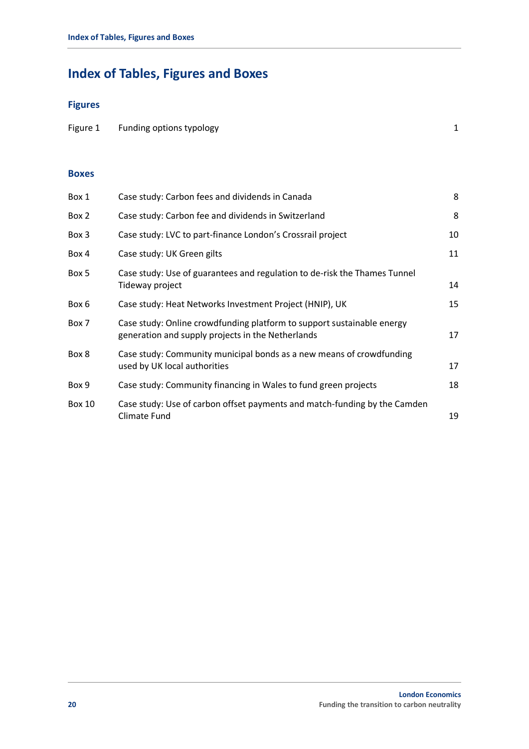# Index of Tables, Figures and Boxes

## Figures

| | | |
|---|---|---|
| Figure 1 | Funding options typology | 1 |

## Boxes

| | | |
|---|---|---|
| Box 1 | Case study: Carbon fees and dividends in Canada | 8 |
| Box 2 | Case study: Carbon fee and dividends in Switzerland | 8 |
| Box 3 | Case study: LVC to part-finance London's Crossrail project | 10 |
| Box 4 | Case study: UK Green gilts | 11 |
| Box 5 | Case study: Use of guarantees and regulation to de-risk the Thames Tunnel Tideway project | 14 |
| Box 6 | Case study: Heat Networks Investment Project (HNIP), UK | 15 |
| Box 7 | Case study: Online crowdfunding platform to support sustainable energy generation and supply projects in the Netherlands | 17 |
| Box 8 | Case study: Community municipal bonds as a new means of crowdfunding used by UK local authorities | 17 |
| Box 9 | Case study: Community financing in Wales to fund green projects | 18 |
| Box 10 | Case study: Use of carbon offset payments and match-funding by the Camden Climate Fund | 19 |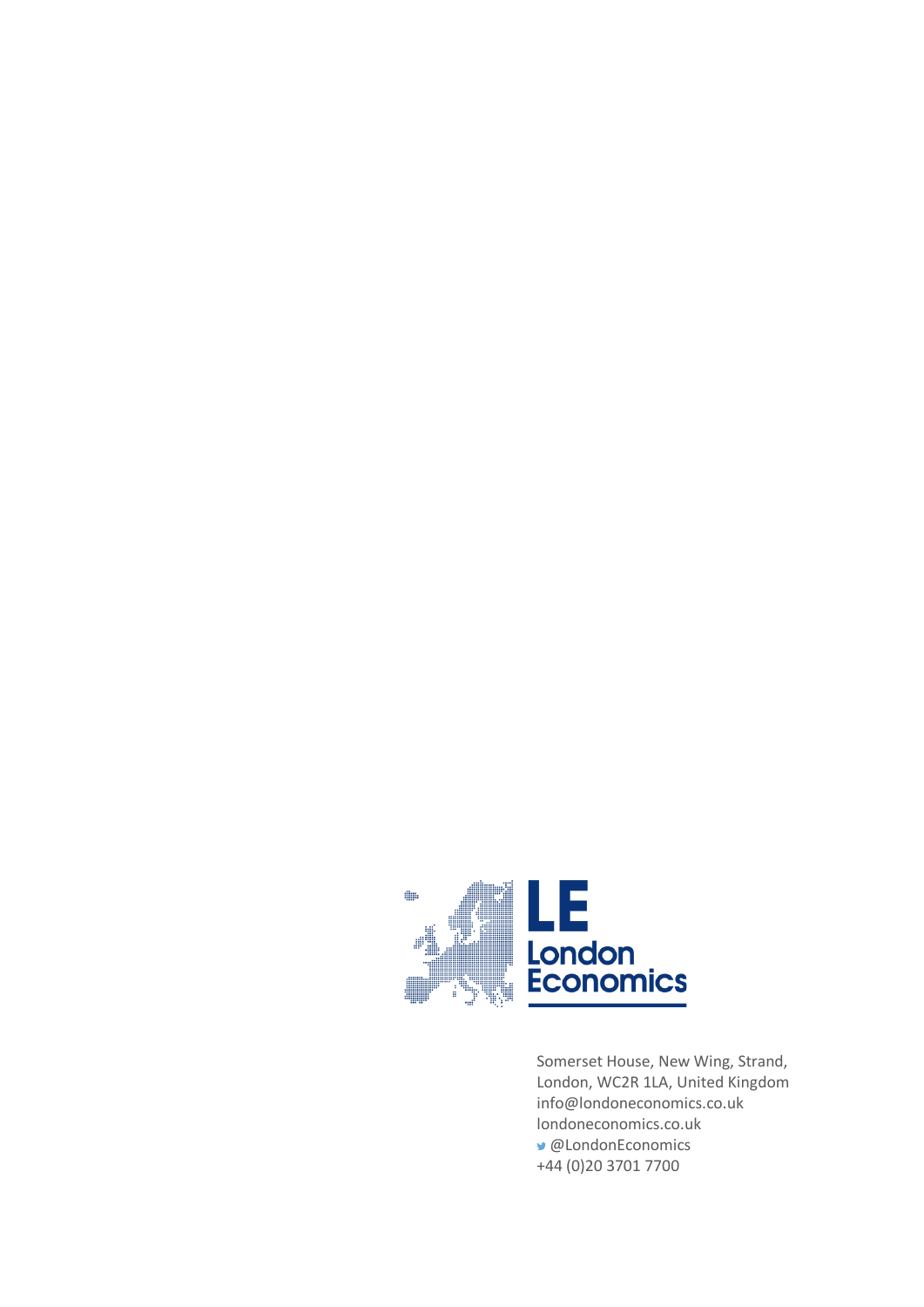LE
London
Economics

Somerset House, New Wing, Strand,
London, WC2R 1LA, United Kingdom
info@londoneconomics.co.uk
londoneconomics.co.uk
@LondonEconomics
+44 (0)20 3701 7700